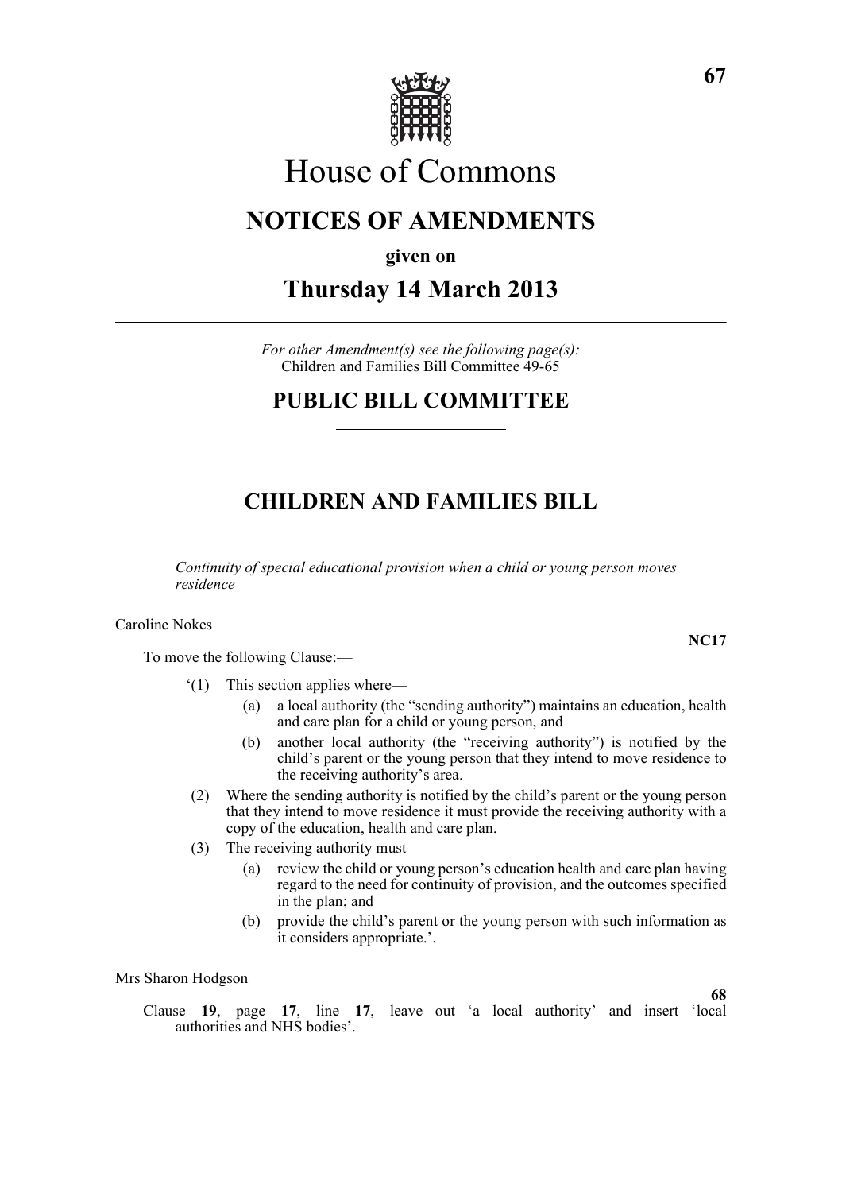# House of Commons

## NOTICES OF AMENDMENTS

**given on**

## Thursday 14 March 2013

*For other Amendment(s) see the following page(s):*
Children and Families Bill Committee 49-65

## PUBLIC BILL COMMITTEE

## CHILDREN AND FAMILIES BILL

*Continuity of special educational provision when a child or young person moves residence*

Caroline Nokes

**NC17**

To move the following Clause:—

'(1) This section applies where—

(a) a local authority (the "sending authority") maintains an education, health and care plan for a child or young person, and

(b) another local authority (the "receiving authority") is notified by the child's parent or the young person that they intend to move residence to the receiving authority's area.

(2) Where the sending authority is notified by the child's parent or the young person that they intend to move residence it must provide the receiving authority with a copy of the education, health and care plan.

(3) The receiving authority must—

(a) review the child or young person's education health and care plan having regard to the need for continuity of provision, and the outcomes specified in the plan; and

(b) provide the child's parent or the young person with such information as it considers appropriate.'.

Mrs Sharon Hodgson

**68**

Clause **19**, page **17**, line **17**, leave out 'a local authority' and insert 'local authorities and NHS bodies'.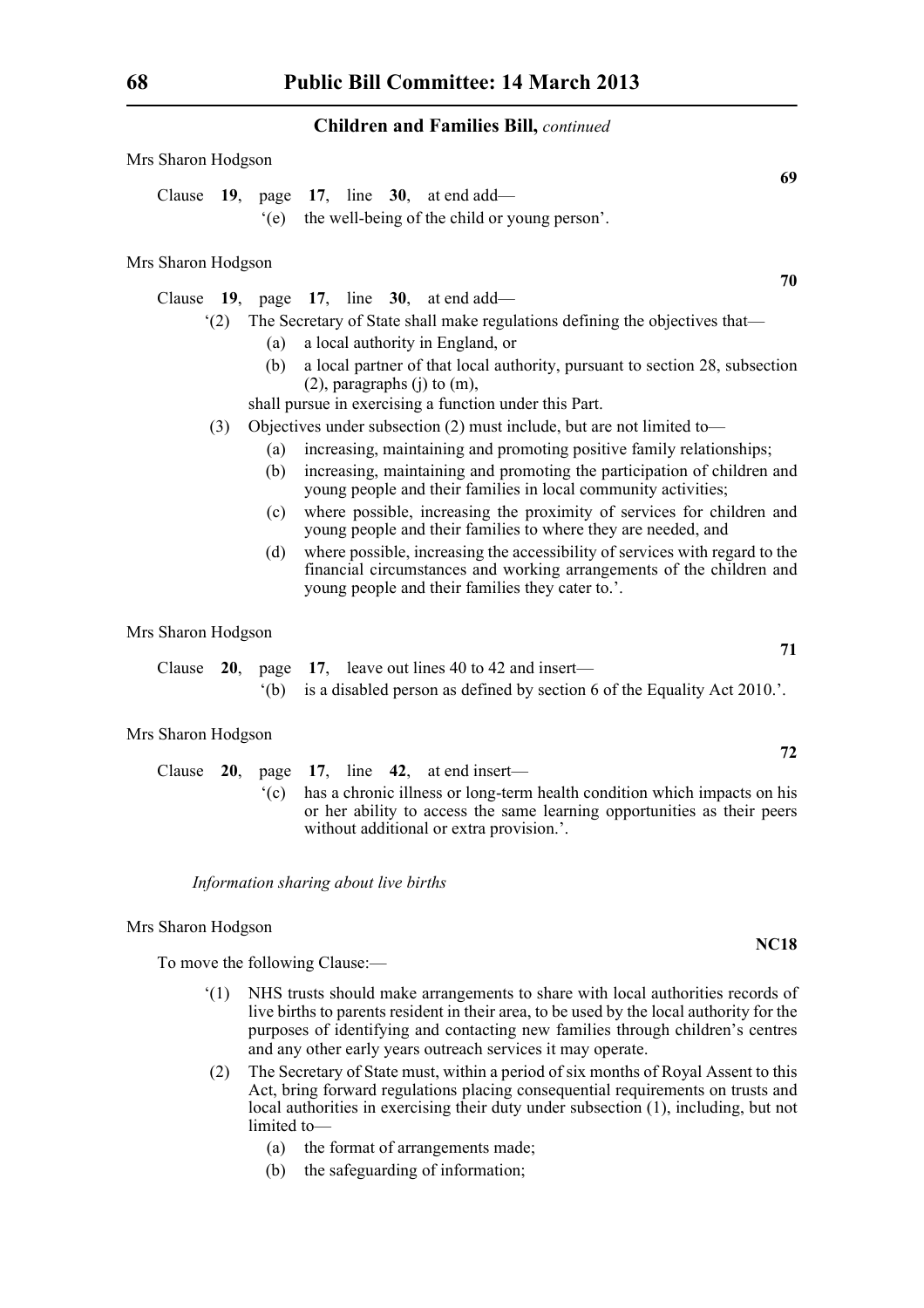## Children and Families Bill, *continued*

Mrs Sharon Hodgson

**69**

Clause **19**, page **17**, line **30**, at end add—

‘(e) the well-being of the child or young person’.

Mrs Sharon Hodgson

**70**

Clause **19**, page **17**, line **30**, at end add—

‘(2) The Secretary of State shall make regulations defining the objectives that—

(a) a local authority in England, or

(b) a local partner of that local authority, pursuant to section 28, subsection (2), paragraphs (j) to (m),

shall pursue in exercising a function under this Part.

(3) Objectives under subsection (2) must include, but are not limited to—

(a) increasing, maintaining and promoting positive family relationships;

(b) increasing, maintaining and promoting the participation of children and young people and their families in local community activities;

(c) where possible, increasing the proximity of services for children and young people and their families to where they are needed, and

(d) where possible, increasing the accessibility of services with regard to the financial circumstances and working arrangements of the children and young people and their families they cater to.’.

Mrs Sharon Hodgson

**71**

Clause **20**, page **17**, leave out lines 40 to 42 and insert—

‘(b) is a disabled person as defined by section 6 of the Equality Act 2010.’.

Mrs Sharon Hodgson

**72**

Clause **20**, page **17**, line **42**, at end insert—

‘(c) has a chronic illness or long-term health condition which impacts on his or her ability to access the same learning opportunities as their peers without additional or extra provision.’.

*Information sharing about live births*

Mrs Sharon Hodgson

**NC18**

To move the following Clause:—

‘(1) NHS trusts should make arrangements to share with local authorities records of live births to parents resident in their area, to be used by the local authority for the purposes of identifying and contacting new families through children’s centres and any other early years outreach services it may operate.

(2) The Secretary of State must, within a period of six months of Royal Assent to this Act, bring forward regulations placing consequential requirements on trusts and local authorities in exercising their duty under subsection (1), including, but not limited to—

(a) the format of arrangements made;

(b) the safeguarding of information;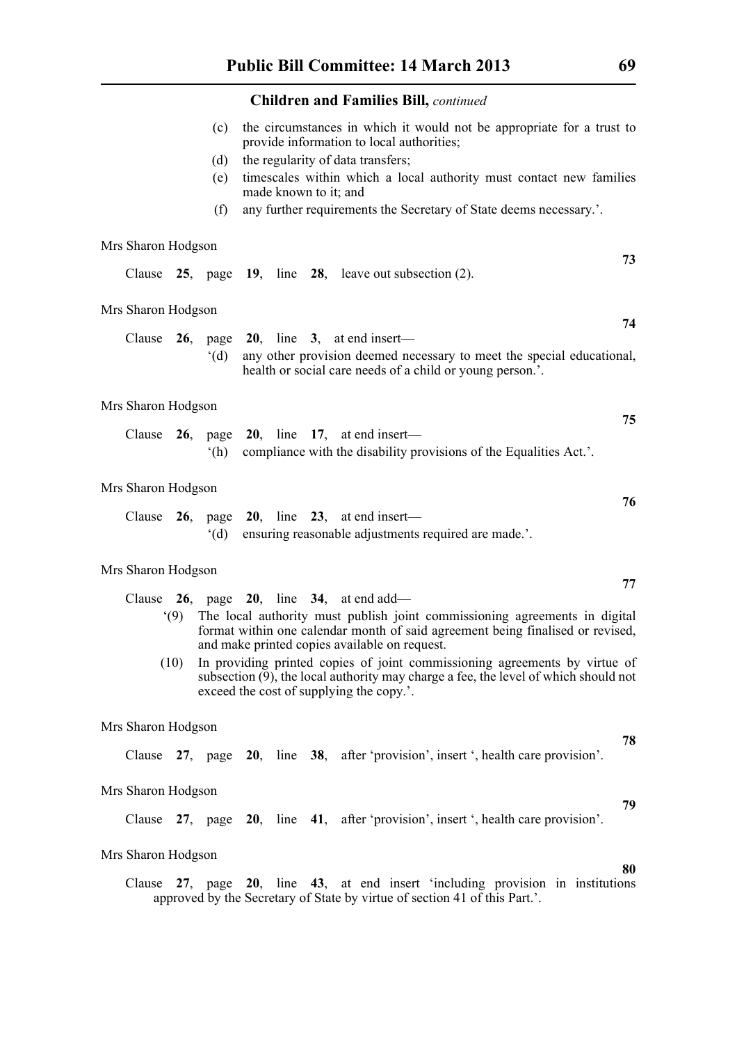(c) the circumstances in which it would not be appropriate for a trust to provide information to local authorities;

(d) the regularity of data transfers;

(e) timescales within which a local authority must contact new families made known to it; and

(f) any further requirements the Secretary of State deems necessary.'.

Mrs Sharon Hodgson

**73**

Clause **25**, page **19**, line **28**, leave out subsection (2).

Mrs Sharon Hodgson

**74**

Clause **26**, page **20**, line **3**, at end insert—

'(d) any other provision deemed necessary to meet the special educational, health or social care needs of a child or young person.'.

Mrs Sharon Hodgson

**75**

Clause **26**, page **20**, line **17**, at end insert—

'(h) compliance with the disability provisions of the Equalities Act.'.

Mrs Sharon Hodgson

**76**

Clause **26**, page **20**, line **23**, at end insert—

'(d) ensuring reasonable adjustments required are made.'.

Mrs Sharon Hodgson

**77**

Clause **26**, page **20**, line **34**, at end add—

'(9) The local authority must publish joint commissioning agreements in digital format within one calendar month of said agreement being finalised or revised, and make printed copies available on request.

(10) In providing printed copies of joint commissioning agreements by virtue of subsection (9), the local authority may charge a fee, the level of which should not exceed the cost of supplying the copy.'.

Mrs Sharon Hodgson

**78**

Clause **27**, page **20**, line **38**, after 'provision', insert ', health care provision'.

Mrs Sharon Hodgson

**79**

Clause **27**, page **20**, line **41**, after 'provision', insert ', health care provision'.

Mrs Sharon Hodgson

**80**

Clause **27**, page **20**, line **43**, at end insert 'including provision in institutions approved by the Secretary of State by virtue of section 41 of this Part.'.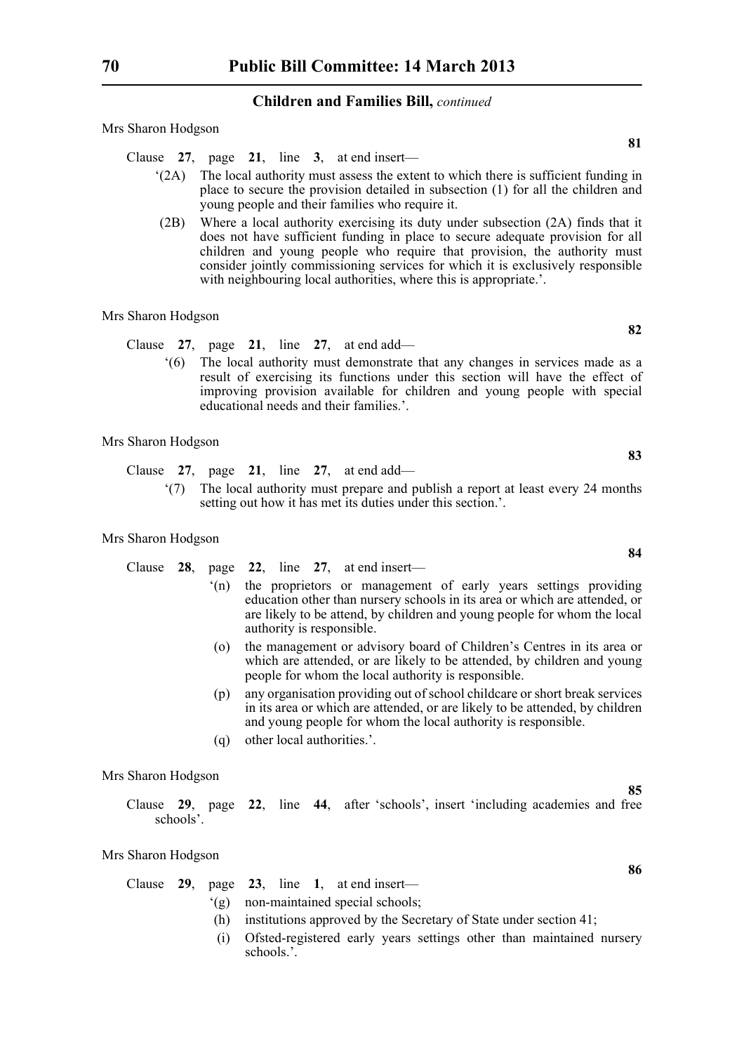**Children and Families Bill,** *continued*

Mrs Sharon Hodgson

**81**

Clause **27**, page **21**, line **3**, at end insert—

'(2A) The local authority must assess the extent to which there is sufficient funding in place to secure the provision detailed in subsection (1) for all the children and young people and their families who require it.

(2B) Where a local authority exercising its duty under subsection (2A) finds that it does not have sufficient funding in place to secure adequate provision for all children and young people who require that provision, the authority must consider jointly commissioning services for which it is exclusively responsible with neighbouring local authorities, where this is appropriate.'.

Mrs Sharon Hodgson

**82**

Clause **27**, page **21**, line **27**, at end add—

'(6) The local authority must demonstrate that any changes in services made as a result of exercising its functions under this section will have the effect of improving provision available for children and young people with special educational needs and their families.'.

Mrs Sharon Hodgson

**83**

Clause **27**, page **21**, line **27**, at end add—

'(7) The local authority must prepare and publish a report at least every 24 months setting out how it has met its duties under this section.'.

Mrs Sharon Hodgson

**84**

Clause **28**, page **22**, line **27**, at end insert—

'(n) the proprietors or management of early years settings providing education other than nursery schools in its area or which are attended, or are likely to be attend, by children and young people for whom the local authority is responsible.

(o) the management or advisory board of Children's Centres in its area or which are attended, or are likely to be attended, by children and young people for whom the local authority is responsible.

(p) any organisation providing out of school childcare or short break services in its area or which are attended, or are likely to be attended, by children and young people for whom the local authority is responsible.

(q) other local authorities.'.

Mrs Sharon Hodgson

**85**

Clause **29**, page **22**, line **44**, after 'schools', insert 'including academies and free schools'.

Mrs Sharon Hodgson

**86**

Clause **29**, page **23**, line **1**, at end insert—

'(g) non-maintained special schools;

(h) institutions approved by the Secretary of State under section 41;

(i) Ofsted-registered early years settings other than maintained nursery schools.'.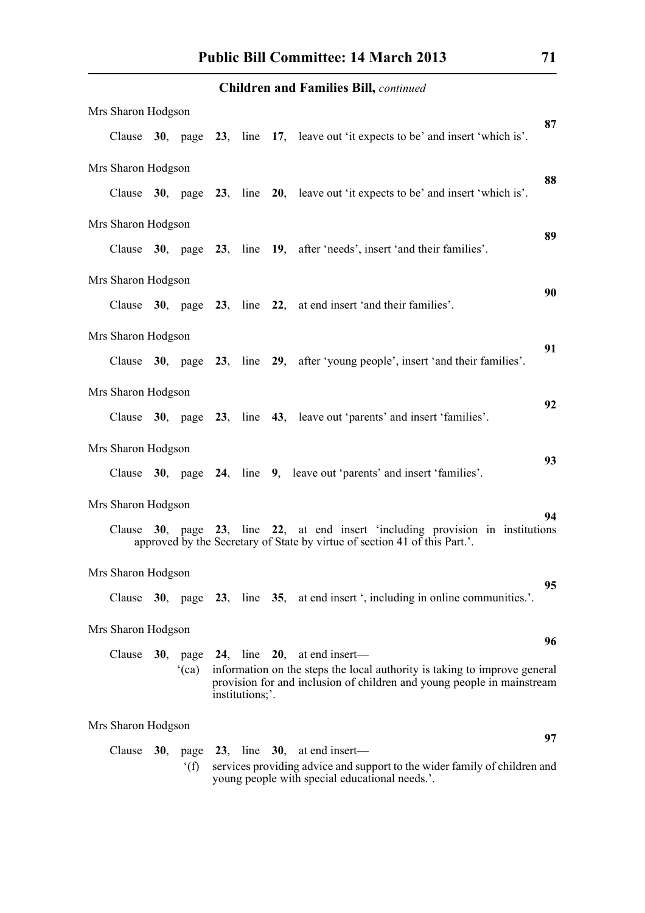**Children and Families Bill,** *continued*

Mrs Sharon Hodgson

**87**

Clause **30**, page **23**, line **17**, leave out 'it expects to be' and insert 'which is'.

Mrs Sharon Hodgson

**88**

Clause **30**, page **23**, line **20**, leave out 'it expects to be' and insert 'which is'.

Mrs Sharon Hodgson

**89**

Clause **30**, page **23**, line **19**, after 'needs', insert 'and their families'.

Mrs Sharon Hodgson

**90**

Clause **30**, page **23**, line **22**, at end insert 'and their families'.

Mrs Sharon Hodgson

**91**

Clause **30**, page **23**, line **29**, after 'young people', insert 'and their families'.

Mrs Sharon Hodgson

**92**

Clause **30**, page **23**, line **43**, leave out 'parents' and insert 'families'.

Mrs Sharon Hodgson

**93**

Clause **30**, page **24**, line **9**, leave out 'parents' and insert 'families'.

Mrs Sharon Hodgson

**94**

Clause **30**, page **23**, line **22**, at end insert 'including provision in institutions approved by the Secretary of State by virtue of section 41 of this Part.'.

Mrs Sharon Hodgson

**95**

Clause **30**, page **23**, line **35**, at end insert ', including in online communities.'.

Mrs Sharon Hodgson

**96**

Clause **30**, page **24**, line **20**, at end insert—

'(ca) information on the steps the local authority is taking to improve general provision for and inclusion of children and young people in mainstream institutions;'.

Mrs Sharon Hodgson

**97**

Clause **30**, page **23**, line **30**, at end insert—

'(f) services providing advice and support to the wider family of children and young people with special educational needs.'.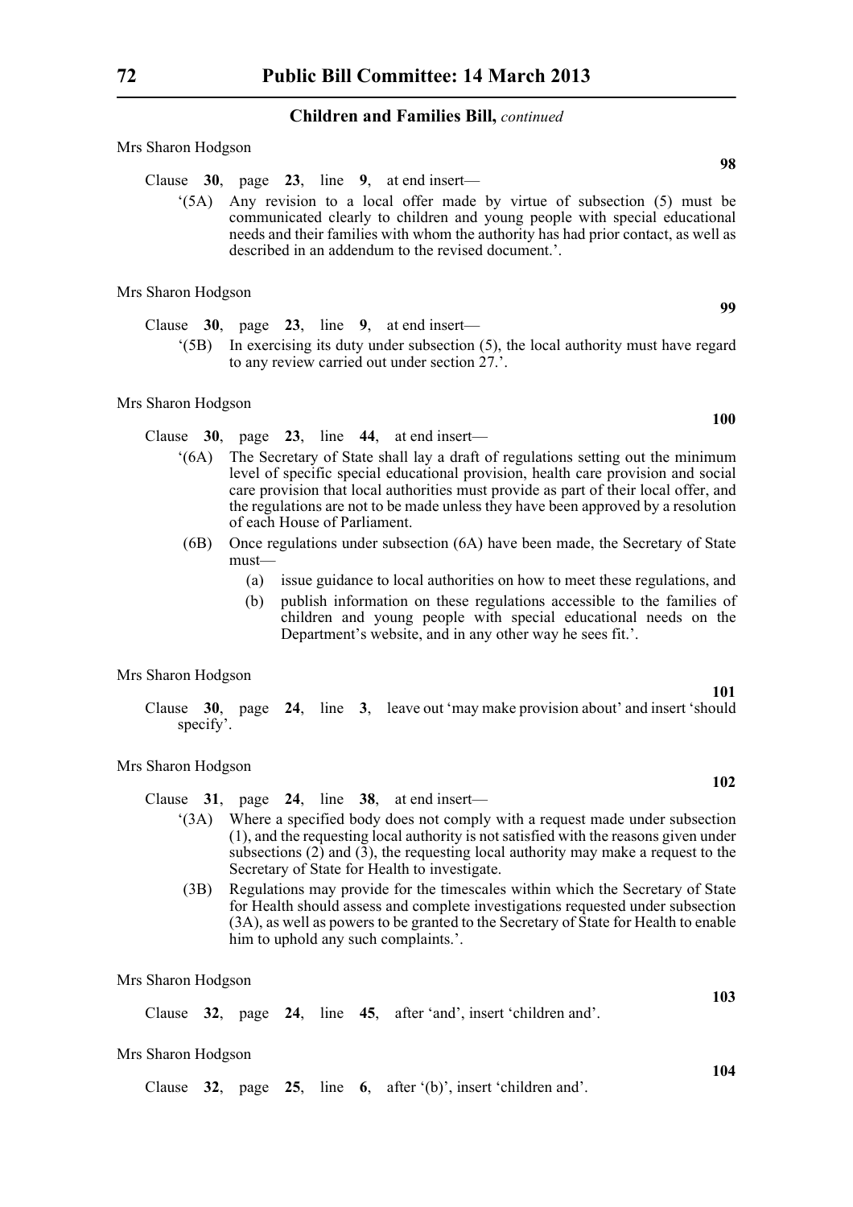**Children and Families Bill,** *continued*

Mrs Sharon Hodgson

**98**

Clause **30**, page **23**, line **9**, at end insert—

'(5A) Any revision to a local offer made by virtue of subsection (5) must be communicated clearly to children and young people with special educational needs and their families with whom the authority has had prior contact, as well as described in an addendum to the revised document.'.

Mrs Sharon Hodgson

**99**

Clause **30**, page **23**, line **9**, at end insert—

'(5B) In exercising its duty under subsection (5), the local authority must have regard to any review carried out under section 27.'.

Mrs Sharon Hodgson

**100**

Clause **30**, page **23**, line **44**, at end insert—

'(6A) The Secretary of State shall lay a draft of regulations setting out the minimum level of specific special educational provision, health care provision and social care provision that local authorities must provide as part of their local offer, and the regulations are not to be made unless they have been approved by a resolution of each House of Parliament.

(6B) Once regulations under subsection (6A) have been made, the Secretary of State must—

(a) issue guidance to local authorities on how to meet these regulations, and

(b) publish information on these regulations accessible to the families of children and young people with special educational needs on the Department's website, and in any other way he sees fit.'.

Mrs Sharon Hodgson

**101**

Clause **30**, page **24**, line **3**, leave out 'may make provision about' and insert 'should specify'.

Mrs Sharon Hodgson

**102**

Clause **31**, page **24**, line **38**, at end insert—

'(3A) Where a specified body does not comply with a request made under subsection (1), and the requesting local authority is not satisfied with the reasons given under subsections (2) and (3), the requesting local authority may make a request to the Secretary of State for Health to investigate.

(3B) Regulations may provide for the timescales within which the Secretary of State for Health should assess and complete investigations requested under subsection (3A), as well as powers to be granted to the Secretary of State for Health to enable him to uphold any such complaints.'.

Mrs Sharon Hodgson

**103**

Clause **32**, page **24**, line **45**, after 'and', insert 'children and'.

Mrs Sharon Hodgson

**104**

Clause **32**, page **25**, line **6**, after '(b)', insert 'children and'.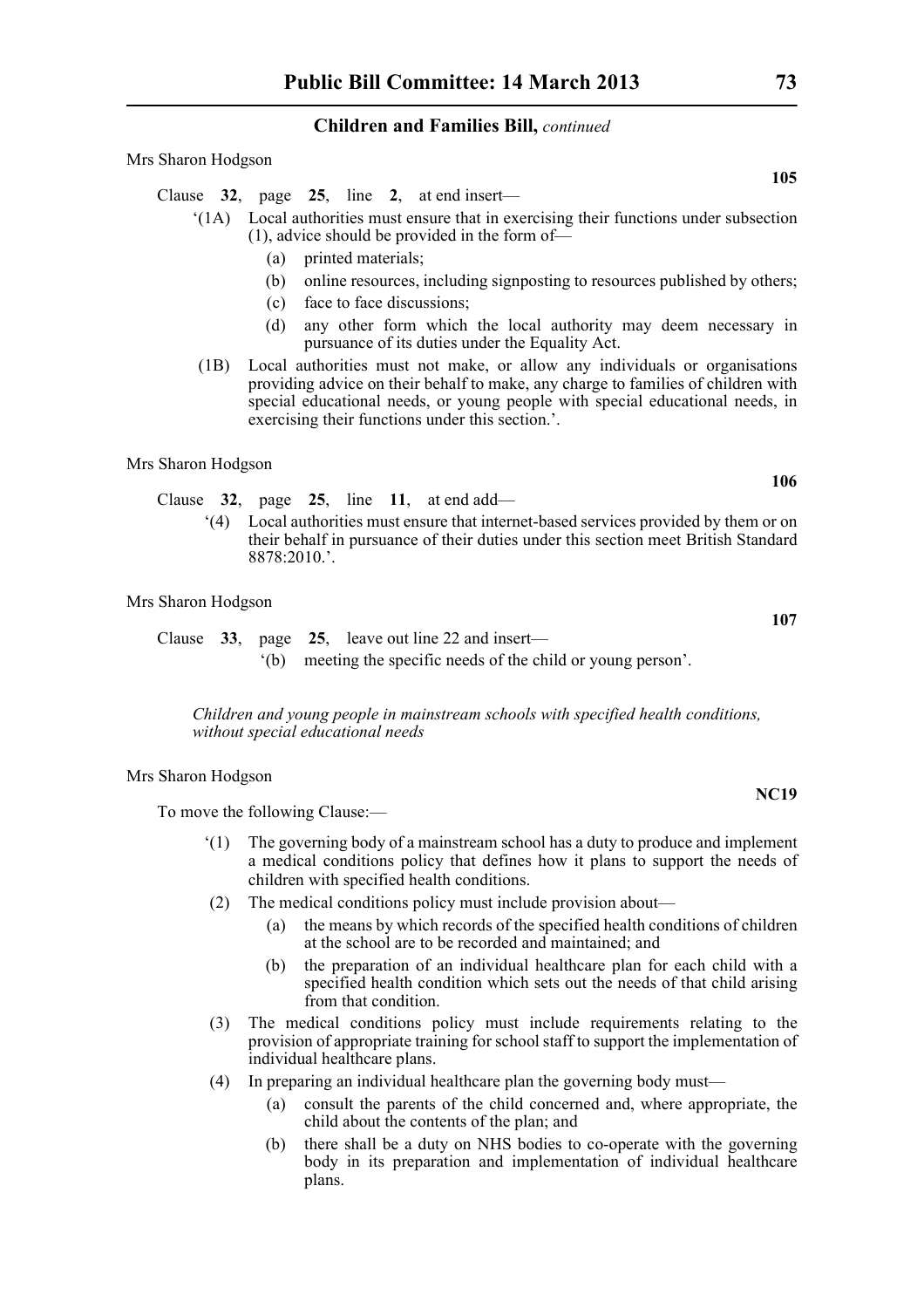Mrs Sharon Hodgson

**105**

Clause **32**, page **25**, line **2**, at end insert—

'(1A) Local authorities must ensure that in exercising their functions under subsection (1), advice should be provided in the form of—

(a) printed materials;

(b) online resources, including signposting to resources published by others;

(c) face to face discussions;

(d) any other form which the local authority may deem necessary in pursuance of its duties under the Equality Act.

(1B) Local authorities must not make, or allow any individuals or organisations providing advice on their behalf to make, any charge to families of children with special educational needs, or young people with special educational needs, in exercising their functions under this section.'.

Mrs Sharon Hodgson

**106**

Clause **32**, page **25**, line **11**, at end add—

'(4) Local authorities must ensure that internet-based services provided by them or on their behalf in pursuance of their duties under this section meet British Standard 8878:2010.'.

Mrs Sharon Hodgson

**107**

Clause **33**, page **25**, leave out line 22 and insert—

'(b) meeting the specific needs of the child or young person'.

*Children and young people in mainstream schools with specified health conditions, without special educational needs*

Mrs Sharon Hodgson

**NC19**

To move the following Clause:—

'(1) The governing body of a mainstream school has a duty to produce and implement a medical conditions policy that defines how it plans to support the needs of children with specified health conditions.

(2) The medical conditions policy must include provision about—

(a) the means by which records of the specified health conditions of children at the school are to be recorded and maintained; and

(b) the preparation of an individual healthcare plan for each child with a specified health condition which sets out the needs of that child arising from that condition.

(3) The medical conditions policy must include requirements relating to the provision of appropriate training for school staff to support the implementation of individual healthcare plans.

(4) In preparing an individual healthcare plan the governing body must—

(a) consult the parents of the child concerned and, where appropriate, the child about the contents of the plan; and

(b) there shall be a duty on NHS bodies to co-operate with the governing body in its preparation and implementation of individual healthcare plans.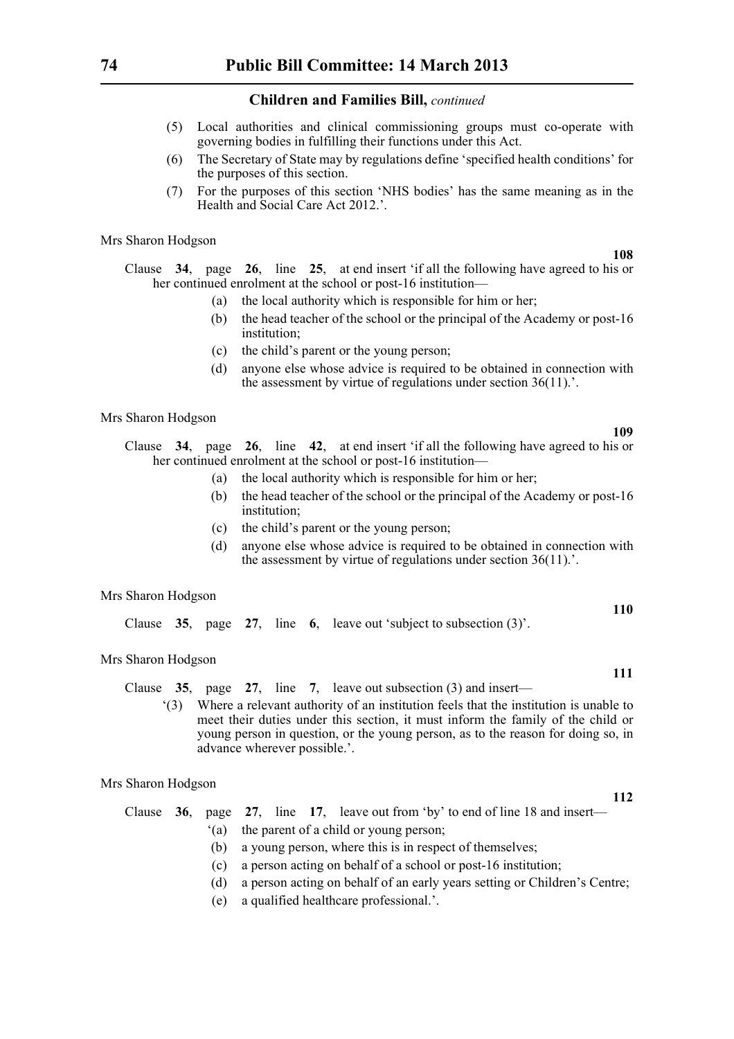**Children and Families Bill,** *continued*

(5) Local authorities and clinical commissioning groups must co-operate with governing bodies in fulfilling their functions under this Act.

(6) The Secretary of State may by regulations define 'specified health conditions' for the purposes of this section.

(7) For the purposes of this section 'NHS bodies' has the same meaning as in the Health and Social Care Act 2012.'.

Mrs Sharon Hodgson

**108**

Clause **34**, page **26**, line **25**, at end insert 'if all the following have agreed to his or her continued enrolment at the school or post-16 institution—

(a) the local authority which is responsible for him or her;

(b) the head teacher of the school or the principal of the Academy or post-16 institution;

(c) the child's parent or the young person;

(d) anyone else whose advice is required to be obtained in connection with the assessment by virtue of regulations under section 36(11).'.

Mrs Sharon Hodgson

**109**

Clause **34**, page **26**, line **42**, at end insert 'if all the following have agreed to his or her continued enrolment at the school or post-16 institution—

(a) the local authority which is responsible for him or her;

(b) the head teacher of the school or the principal of the Academy or post-16 institution;

(c) the child's parent or the young person;

(d) anyone else whose advice is required to be obtained in connection with the assessment by virtue of regulations under section 36(11).'.

Mrs Sharon Hodgson

**110**

Clause **35**, page **27**, line **6**, leave out 'subject to subsection (3)'.

Mrs Sharon Hodgson

**111**

Clause **35**, page **27**, line **7**, leave out subsection (3) and insert—

'(3) Where a relevant authority of an institution feels that the institution is unable to meet their duties under this section, it must inform the family of the child or young person in question, or the young person, as to the reason for doing so, in advance wherever possible.'.

Mrs Sharon Hodgson

**112**

Clause **36**, page **27**, line **17**, leave out from 'by' to end of line 18 and insert—

'(a) the parent of a child or young person;

(b) a young person, where this is in respect of themselves;

(c) a person acting on behalf of a school or post-16 institution;

(d) a person acting on behalf of an early years setting or Children's Centre;

(e) a qualified healthcare professional.'.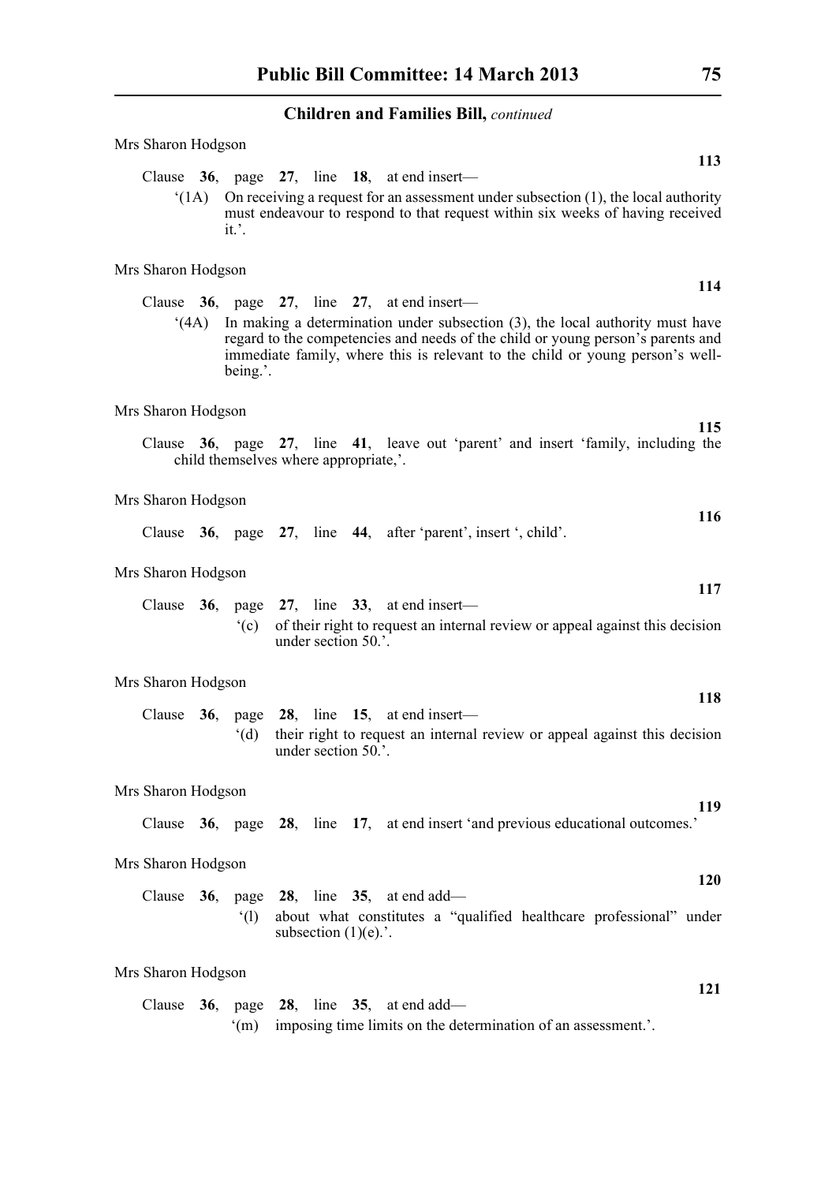**Children and Families Bill,** *continued*

Mrs Sharon Hodgson

**113**

Clause **36**, page **27**, line **18**, at end insert—

'(1A) On receiving a request for an assessment under subsection (1), the local authority must endeavour to respond to that request within six weeks of having received it.'.

Mrs Sharon Hodgson

**114**

Clause **36**, page **27**, line **27**, at end insert—

'(4A) In making a determination under subsection (3), the local authority must have regard to the competencies and needs of the child or young person's parents and immediate family, where this is relevant to the child or young person's well-being.'.

Mrs Sharon Hodgson

**115**

Clause **36**, page **27**, line **41**, leave out 'parent' and insert 'family, including the child themselves where appropriate,'.

Mrs Sharon Hodgson

**116**

Clause **36**, page **27**, line **44**, after 'parent', insert ', child'.

Mrs Sharon Hodgson

**117**

Clause **36**, page **27**, line **33**, at end insert—

'(c) of their right to request an internal review or appeal against this decision under section 50.'.

Mrs Sharon Hodgson

**118**

Clause **36**, page **28**, line **15**, at end insert—

'(d) their right to request an internal review or appeal against this decision under section 50.'.

Mrs Sharon Hodgson

**119**

Clause **36**, page **28**, line **17**, at end insert 'and previous educational outcomes.'

Mrs Sharon Hodgson

**120**

Clause **36**, page **28**, line **35**, at end add—

'(l) about what constitutes a "qualified healthcare professional" under subsection (1)(e).'.

Mrs Sharon Hodgson

**121**

Clause **36**, page **28**, line **35**, at end add—

'(m) imposing time limits on the determination of an assessment.'.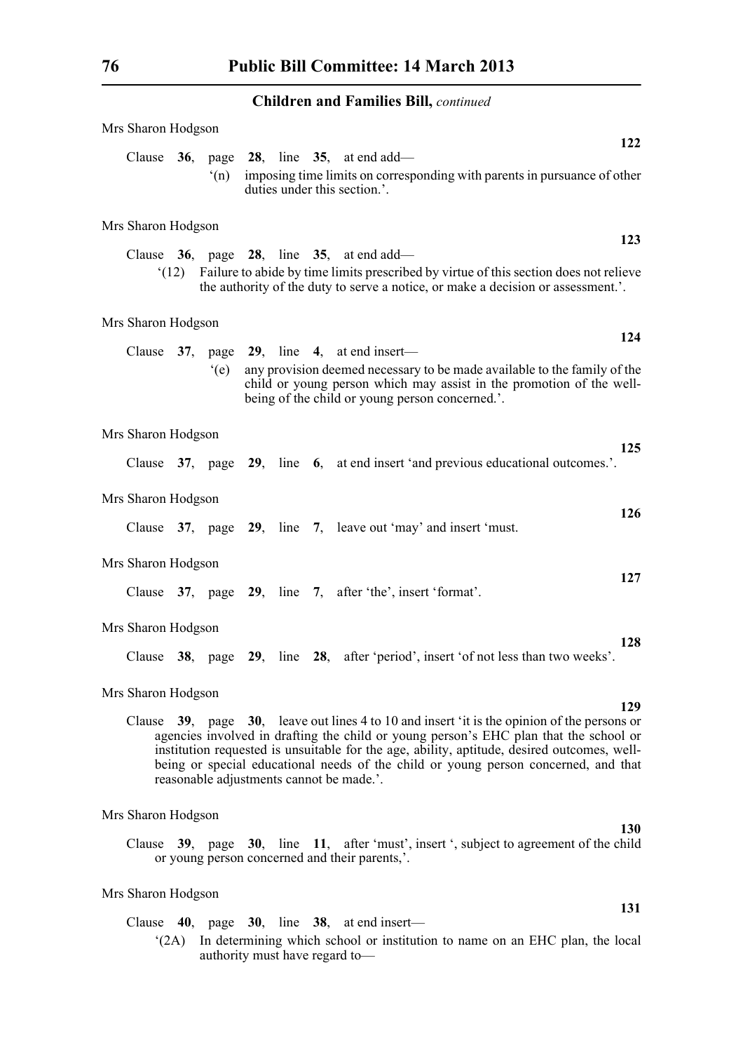**Children and Families Bill,** *continued*

Mrs Sharon Hodgson

**122**

Clause **36**, page **28**, line **35**, at end add—

'(n) imposing time limits on corresponding with parents in pursuance of other duties under this section.'.

Mrs Sharon Hodgson

**123**

Clause **36**, page **28**, line **35**, at end add—

'(12) Failure to abide by time limits prescribed by virtue of this section does not relieve the authority of the duty to serve a notice, or make a decision or assessment.'.

Mrs Sharon Hodgson

**124**

Clause **37**, page **29**, line **4**, at end insert—

'(e) any provision deemed necessary to be made available to the family of the child or young person which may assist in the promotion of the well-being of the child or young person concerned.'.

Mrs Sharon Hodgson

**125**

Clause **37**, page **29**, line **6**, at end insert 'and previous educational outcomes.'.

Mrs Sharon Hodgson

**126**

Clause **37**, page **29**, line **7**, leave out 'may' and insert 'must.

Mrs Sharon Hodgson

**127**

Clause **37**, page **29**, line **7**, after 'the', insert 'format'.

Mrs Sharon Hodgson

**128**

Clause **38**, page **29**, line **28**, after 'period', insert 'of not less than two weeks'.

Mrs Sharon Hodgson

**129**

Clause **39**, page **30**, leave out lines 4 to 10 and insert 'it is the opinion of the persons or agencies involved in drafting the child or young person's EHC plan that the school or institution requested is unsuitable for the age, ability, aptitude, desired outcomes, well-being or special educational needs of the child or young person concerned, and that reasonable adjustments cannot be made.'.

Mrs Sharon Hodgson

**130**

Clause **39**, page **30**, line **11**, after 'must', insert ', subject to agreement of the child or young person concerned and their parents,'.

Mrs Sharon Hodgson

**131**

Clause **40**, page **30**, line **38**, at end insert—

'(2A) In determining which school or institution to name on an EHC plan, the local authority must have regard to—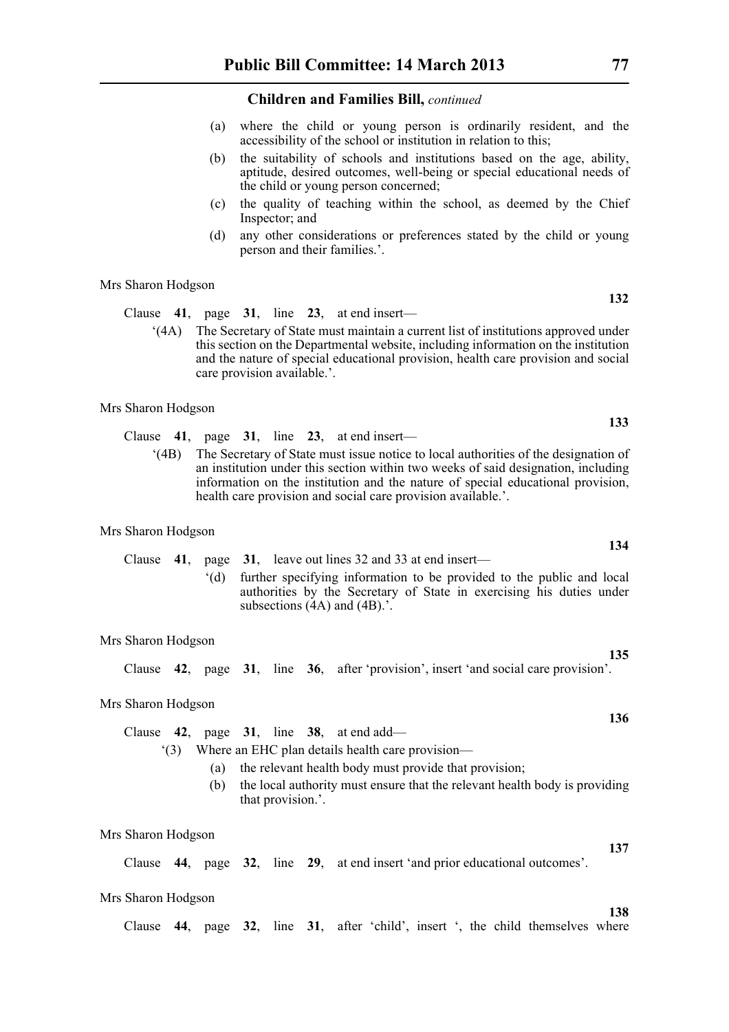(a) where the child or young person is ordinarily resident, and the accessibility of the school or institution in relation to this;

(b) the suitability of schools and institutions based on the age, ability, aptitude, desired outcomes, well-being or special educational needs of the child or young person concerned;

(c) the quality of teaching within the school, as deemed by the Chief Inspector; and

(d) any other considerations or preferences stated by the child or young person and their families.'.

Mrs Sharon Hodgson

**132**

Clause **41**, page **31**, line **23**, at end insert—

'(4A) The Secretary of State must maintain a current list of institutions approved under this section on the Departmental website, including information on the institution and the nature of special educational provision, health care provision and social care provision available.'.

Mrs Sharon Hodgson

**133**

Clause **41**, page **31**, line **23**, at end insert—

'(4B) The Secretary of State must issue notice to local authorities of the designation of an institution under this section within two weeks of said designation, including information on the institution and the nature of special educational provision, health care provision and social care provision available.'.

Mrs Sharon Hodgson

**134**

Clause **41**, page **31**, leave out lines 32 and 33 at end insert—

'(d) further specifying information to be provided to the public and local authorities by the Secretary of State in exercising his duties under subsections (4A) and (4B).'.

Mrs Sharon Hodgson

**135**

Clause **42**, page **31**, line **36**, after 'provision', insert 'and social care provision'.

Mrs Sharon Hodgson

**136**

Clause **42**, page **31**, line **38**, at end add—

'(3) Where an EHC plan details health care provision—

(a) the relevant health body must provide that provision;

(b) the local authority must ensure that the relevant health body is providing that provision.'.

Mrs Sharon Hodgson

**137**

Clause **44**, page **32**, line **29**, at end insert 'and prior educational outcomes'.

Mrs Sharon Hodgson

**138**

Clause **44**, page **32**, line **31**, after 'child', insert ', the child themselves where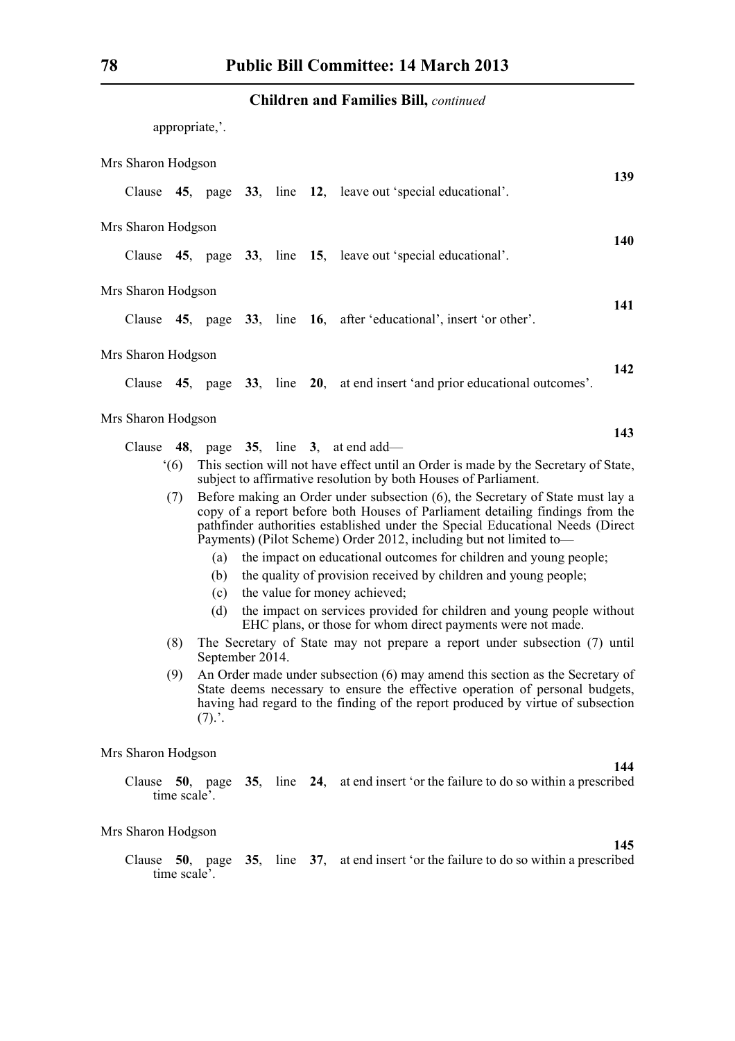appropriate,’.

Mrs Sharon Hodgson

**139**

Clause **45**, page **33**, line **12**, leave out ‘special educational’.

Mrs Sharon Hodgson

**140**

Clause **45**, page **33**, line **15**, leave out ‘special educational’.

Mrs Sharon Hodgson

**141**

Clause **45**, page **33**, line **16**, after ‘educational’, insert ‘or other’.

Mrs Sharon Hodgson

**142**

Clause **45**, page **33**, line **20**, at end insert ‘and prior educational outcomes’.

Mrs Sharon Hodgson

**143**

Clause **48**, page **35**, line **3**, at end add—

‘(6) This section will not have effect until an Order is made by the Secretary of State, subject to affirmative resolution by both Houses of Parliament.

(7) Before making an Order under subsection (6), the Secretary of State must lay a copy of a report before both Houses of Parliament detailing findings from the pathfinder authorities established under the Special Educational Needs (Direct Payments) (Pilot Scheme) Order 2012, including but not limited to—

(a) the impact on educational outcomes for children and young people;

(b) the quality of provision received by children and young people;

(c) the value for money achieved;

(d) the impact on services provided for children and young people without EHC plans, or those for whom direct payments were not made.

(8) The Secretary of State may not prepare a report under subsection (7) until September 2014.

(9) An Order made under subsection (6) may amend this section as the Secretary of State deems necessary to ensure the effective operation of personal budgets, having had regard to the finding of the report produced by virtue of subsection (7).’.

Mrs Sharon Hodgson

**144**

Clause **50**, page **35**, line **24**, at end insert ‘or the failure to do so within a prescribed time scale’.

Mrs Sharon Hodgson

**145**

Clause **50**, page **35**, line **37**, at end insert ‘or the failure to do so within a prescribed time scale’.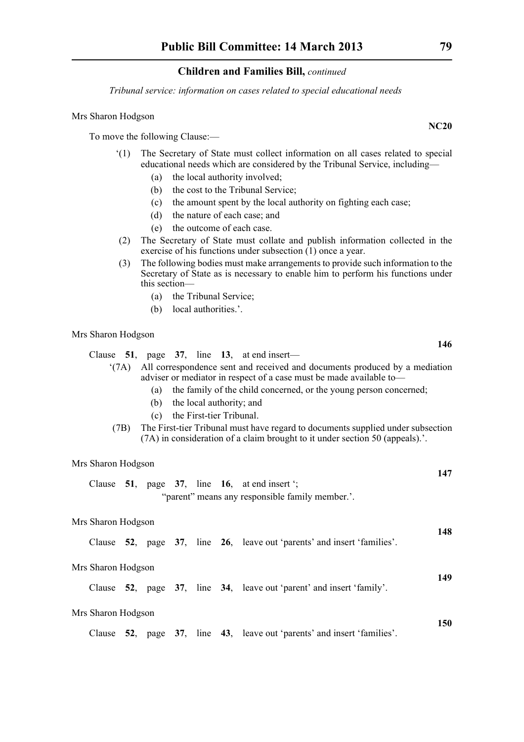*Tribunal service: information on cases related to special educational needs*

Mrs Sharon Hodgson

**NC20**

To move the following Clause:—

‘(1) The Secretary of State must collect information on all cases related to special educational needs which are considered by the Tribunal Service, including—

(a) the local authority involved;

(b) the cost to the Tribunal Service;

(c) the amount spent by the local authority on fighting each case;

(d) the nature of each case; and

(e) the outcome of each case.

(2) The Secretary of State must collate and publish information collected in the exercise of his functions under subsection (1) once a year.

(3) The following bodies must make arrangements to provide such information to the Secretary of State as is necessary to enable him to perform his functions under this section—

(a) the Tribunal Service;

(b) local authorities.’.

Mrs Sharon Hodgson

**146**

Clause **51**, page **37**, line **13**, at end insert—

‘(7A) All correspondence sent and received and documents produced by a mediation adviser or mediator in respect of a case must be made available to—

(a) the family of the child concerned, or the young person concerned;

(b) the local authority; and

(c) the First-tier Tribunal.

(7B) The First-tier Tribunal must have regard to documents supplied under subsection (7A) in consideration of a claim brought to it under section 50 (appeals).’.

Mrs Sharon Hodgson

**147**

Clause **51**, page **37**, line **16**, at end insert ‘;

“parent” means any responsible family member.’.

Mrs Sharon Hodgson

**148**

Clause **52**, page **37**, line **26**, leave out ‘parents’ and insert ‘families’.

Mrs Sharon Hodgson

**149**

Clause **52**, page **37**, line **34**, leave out ‘parent’ and insert ‘family’.

Mrs Sharon Hodgson

**150**

Clause **52**, page **37**, line **43**, leave out ‘parents’ and insert ‘families’.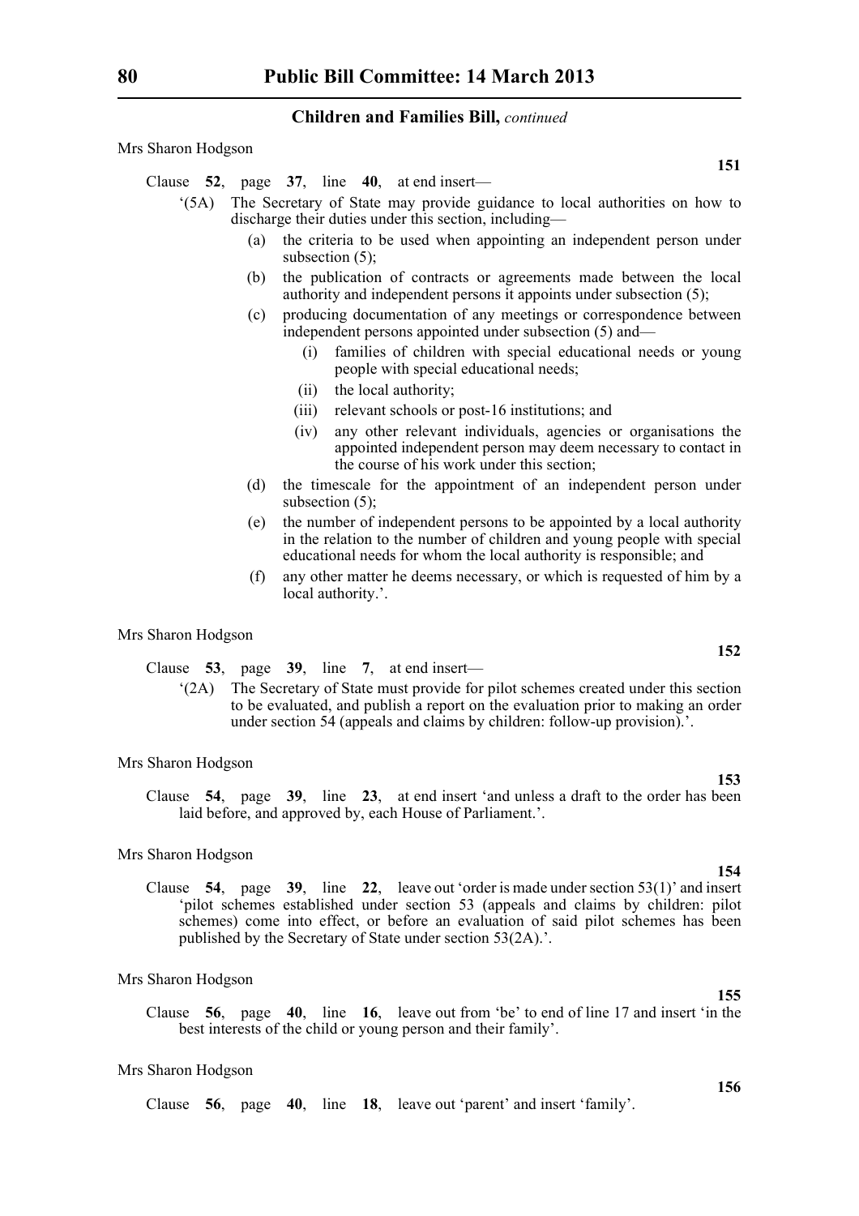**Children and Families Bill,** *continued*

Mrs Sharon Hodgson

**151**

Clause **52**, page **37**, line **40**, at end insert—

'(5A) The Secretary of State may provide guidance to local authorities on how to discharge their duties under this section, including—

(a) the criteria to be used when appointing an independent person under subsection (5);

(b) the publication of contracts or agreements made between the local authority and independent persons it appoints under subsection (5);

(c) producing documentation of any meetings or correspondence between independent persons appointed under subsection (5) and—

(i) families of children with special educational needs or young people with special educational needs;

(ii) the local authority;

(iii) relevant schools or post-16 institutions; and

(iv) any other relevant individuals, agencies or organisations the appointed independent person may deem necessary to contact in the course of his work under this section;

(d) the timescale for the appointment of an independent person under subsection (5);

(e) the number of independent persons to be appointed by a local authority in the relation to the number of children and young people with special educational needs for whom the local authority is responsible; and

(f) any other matter he deems necessary, or which is requested of him by a local authority.'.

Mrs Sharon Hodgson

**152**

Clause **53**, page **39**, line **7**, at end insert—

'(2A) The Secretary of State must provide for pilot schemes created under this section to be evaluated, and publish a report on the evaluation prior to making an order under section 54 (appeals and claims by children: follow-up provision).'.

Mrs Sharon Hodgson

**153**

Clause **54**, page **39**, line **23**, at end insert 'and unless a draft to the order has been laid before, and approved by, each House of Parliament.'.

Mrs Sharon Hodgson

**154**

Clause **54**, page **39**, line **22**, leave out 'order is made under section 53(1)' and insert 'pilot schemes established under section 53 (appeals and claims by children: pilot schemes) come into effect, or before an evaluation of said pilot schemes has been published by the Secretary of State under section 53(2A).'.

Mrs Sharon Hodgson

**155**

Clause **56**, page **40**, line **16**, leave out from 'be' to end of line 17 and insert 'in the best interests of the child or young person and their family'.

Mrs Sharon Hodgson

**156**

Clause **56**, page **40**, line **18**, leave out 'parent' and insert 'family'.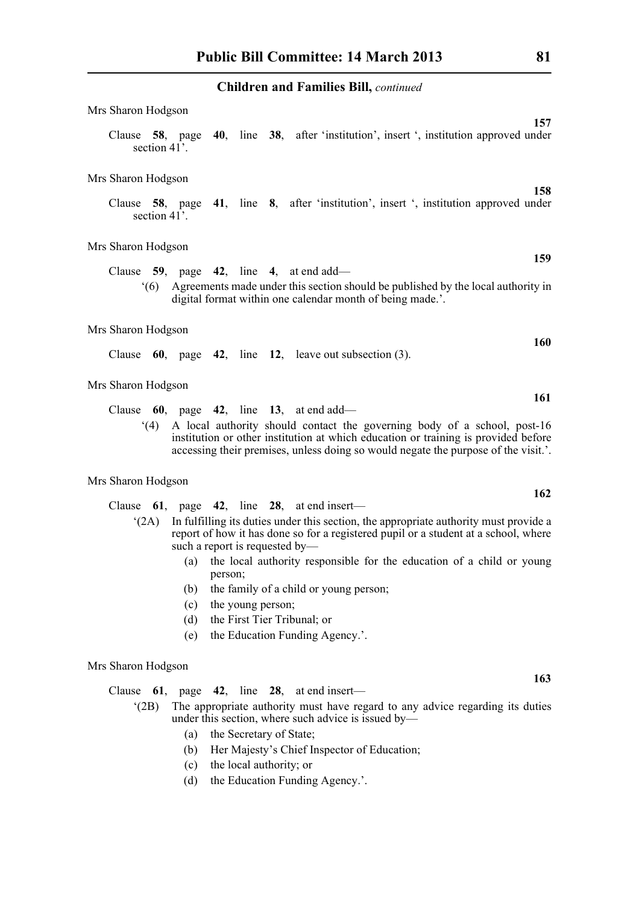Mrs Sharon Hodgson

**157**

Clause **58**, page **40**, line **38**, after 'institution', insert ', institution approved under section 41'.

Mrs Sharon Hodgson

**158**

Clause **58**, page **41**, line **8**, after 'institution', insert ', institution approved under section 41'.

Mrs Sharon Hodgson

**159**

Clause **59**, page **42**, line **4**, at end add—

'(6) Agreements made under this section should be published by the local authority in digital format within one calendar month of being made.'.

Mrs Sharon Hodgson

**160**

Clause **60**, page **42**, line **12**, leave out subsection (3).

Mrs Sharon Hodgson

**161**

Clause **60**, page **42**, line **13**, at end add—

'(4) A local authority should contact the governing body of a school, post-16 institution or other institution at which education or training is provided before accessing their premises, unless doing so would negate the purpose of the visit.'.

Mrs Sharon Hodgson

**162**

Clause **61**, page **42**, line **28**, at end insert—

'(2A) In fulfilling its duties under this section, the appropriate authority must provide a report of how it has done so for a registered pupil or a student at a school, where such a report is requested by—

(a) the local authority responsible for the education of a child or young person;

(b) the family of a child or young person;

(c) the young person;

(d) the First Tier Tribunal; or

(e) the Education Funding Agency.'.

Mrs Sharon Hodgson

**163**

Clause **61**, page **42**, line **28**, at end insert—

'(2B) The appropriate authority must have regard to any advice regarding its duties under this section, where such advice is issued by—

(a) the Secretary of State;

(b) Her Majesty's Chief Inspector of Education;

(c) the local authority; or

(d) the Education Funding Agency.'.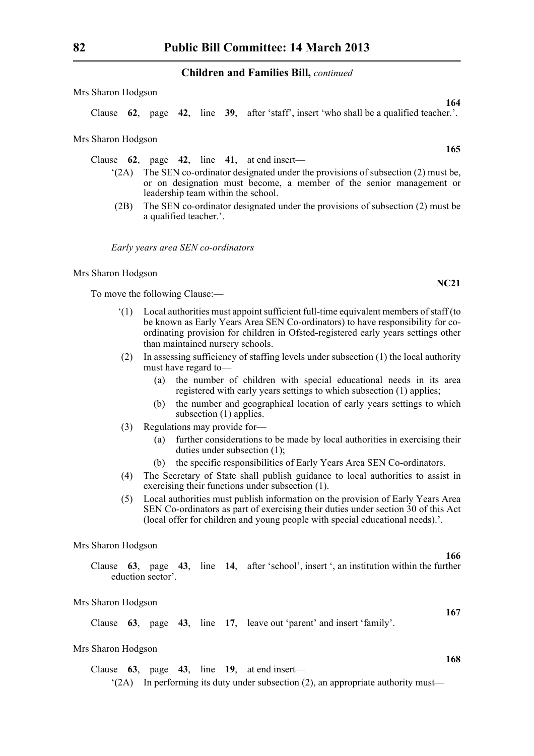Mrs Sharon Hodgson

**164**

Clause **62**, page **42**, line **39**, after 'staff', insert 'who shall be a qualified teacher.'.

Mrs Sharon Hodgson

**165**

Clause **62**, page **42**, line **41**, at end insert—

'(2A) The SEN co-ordinator designated under the provisions of subsection (2) must be, or on designation must become, a member of the senior management or leadership team within the school.

(2B) The SEN co-ordinator designated under the provisions of subsection (2) must be a qualified teacher.'.

*Early years area SEN co-ordinators*

Mrs Sharon Hodgson

**NC21**

To move the following Clause:—

'(1) Local authorities must appoint sufficient full-time equivalent members of staff (to be known as Early Years Area SEN Co-ordinators) to have responsibility for co-ordinating provision for children in Ofsted-registered early years settings other than maintained nursery schools.

(2) In assessing sufficiency of staffing levels under subsection (1) the local authority must have regard to—

(a) the number of children with special educational needs in its area registered with early years settings to which subsection (1) applies;

(b) the number and geographical location of early years settings to which subsection (1) applies.

(3) Regulations may provide for—

(a) further considerations to be made by local authorities in exercising their duties under subsection (1);

(b) the specific responsibilities of Early Years Area SEN Co-ordinators.

(4) The Secretary of State shall publish guidance to local authorities to assist in exercising their functions under subsection (1).

(5) Local authorities must publish information on the provision of Early Years Area SEN Co-ordinators as part of exercising their duties under section 30 of this Act (local offer for children and young people with special educational needs).'.

Mrs Sharon Hodgson

**166**

Clause **63**, page **43**, line **14**, after 'school', insert ', an institution within the further eduction sector'.

Mrs Sharon Hodgson

**167**

Clause **63**, page **43**, line **17**, leave out 'parent' and insert 'family'.

Mrs Sharon Hodgson

**168**

Clause **63**, page **43**, line **19**, at end insert—

'(2A) In performing its duty under subsection (2), an appropriate authority must—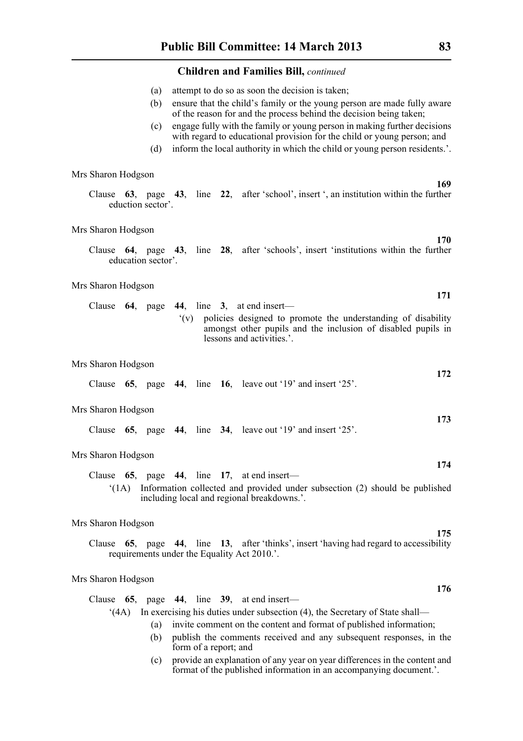**Children and Families Bill,** *continued*

(a) attempt to do so as soon the decision is taken;

(b) ensure that the child's family or the young person are made fully aware of the reason for and the process behind the decision being taken;

(c) engage fully with the family or young person in making further decisions with regard to educational provision for the child or young person; and

(d) inform the local authority in which the child or young person residents.'.

Mrs Sharon Hodgson

**169**

Clause **63**, page **43**, line **22**, after 'school', insert ', an institution within the further eduction sector'.

Mrs Sharon Hodgson

**170**

Clause **64**, page **43**, line **28**, after 'schools', insert 'institutions within the further education sector'.

Mrs Sharon Hodgson

**171**

Clause **64**, page **44**, line **3**, at end insert—

'(v) policies designed to promote the understanding of disability amongst other pupils and the inclusion of disabled pupils in lessons and activities.'.

Mrs Sharon Hodgson

**172**

Clause **65**, page **44**, line **16**, leave out '19' and insert '25'.

Mrs Sharon Hodgson

**173**

Clause **65**, page **44**, line **34**, leave out '19' and insert '25'.

Mrs Sharon Hodgson

**174**

Clause **65**, page **44**, line **17**, at end insert—

'(1A) Information collected and provided under subsection (2) should be published including local and regional breakdowns.'.

Mrs Sharon Hodgson

**175**

Clause **65**, page **44**, line **13**, after 'thinks', insert 'having had regard to accessibility requirements under the Equality Act 2010.'.

Mrs Sharon Hodgson

**176**

Clause **65**, page **44**, line **39**, at end insert—

'(4A) In exercising his duties under subsection (4), the Secretary of State shall—

(a) invite comment on the content and format of published information;

(b) publish the comments received and any subsequent responses, in the form of a report; and

(c) provide an explanation of any year on year differences in the content and format of the published information in an accompanying document.'.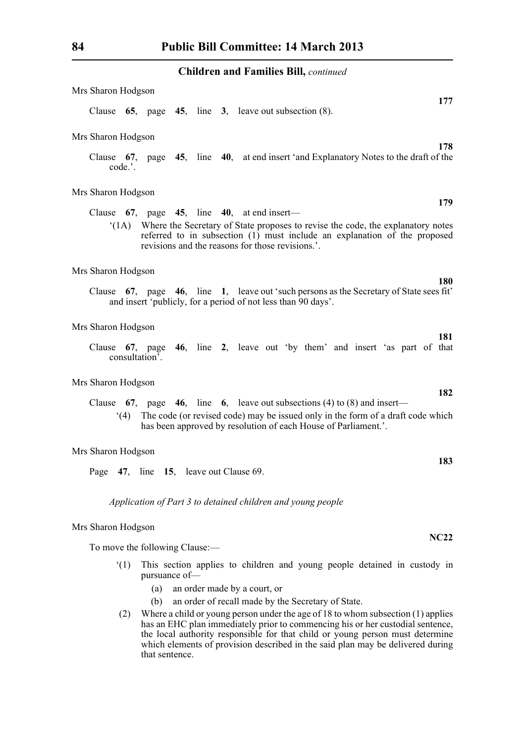## Children and Families Bill, *continued*

Mrs Sharon Hodgson

**177**

Clause **65**, page **45**, line **3**, leave out subsection (8).

Mrs Sharon Hodgson

**178**

Clause **67**, page **45**, line **40**, at end insert 'and Explanatory Notes to the draft of the code.'.

Mrs Sharon Hodgson

**179**

Clause **67**, page **45**, line **40**, at end insert—

'(1A) Where the Secretary of State proposes to revise the code, the explanatory notes referred to in subsection (1) must include an explanation of the proposed revisions and the reasons for those revisions.'.

Mrs Sharon Hodgson

**180**

Clause **67**, page **46**, line **1**, leave out 'such persons as the Secretary of State sees fit' and insert 'publicly, for a period of not less than 90 days'.

Mrs Sharon Hodgson

**181**

Clause **67**, page **46**, line **2**, leave out 'by them' and insert 'as part of that consultation'.

Mrs Sharon Hodgson

**182**

Clause **67**, page **46**, line **6**, leave out subsections (4) to (8) and insert—

'(4) The code (or revised code) may be issued only in the form of a draft code which has been approved by resolution of each House of Parliament.'.

Mrs Sharon Hodgson

**183**

Page **47**, line **15**, leave out Clause 69.

*Application of Part 3 to detained children and young people*

Mrs Sharon Hodgson

**NC22**

To move the following Clause:—

'(1) This section applies to children and young people detained in custody in pursuance of—

(a) an order made by a court, or

(b) an order of recall made by the Secretary of State.

(2) Where a child or young person under the age of 18 to whom subsection (1) applies has an EHC plan immediately prior to commencing his or her custodial sentence, the local authority responsible for that child or young person must determine which elements of provision described in the said plan may be delivered during that sentence.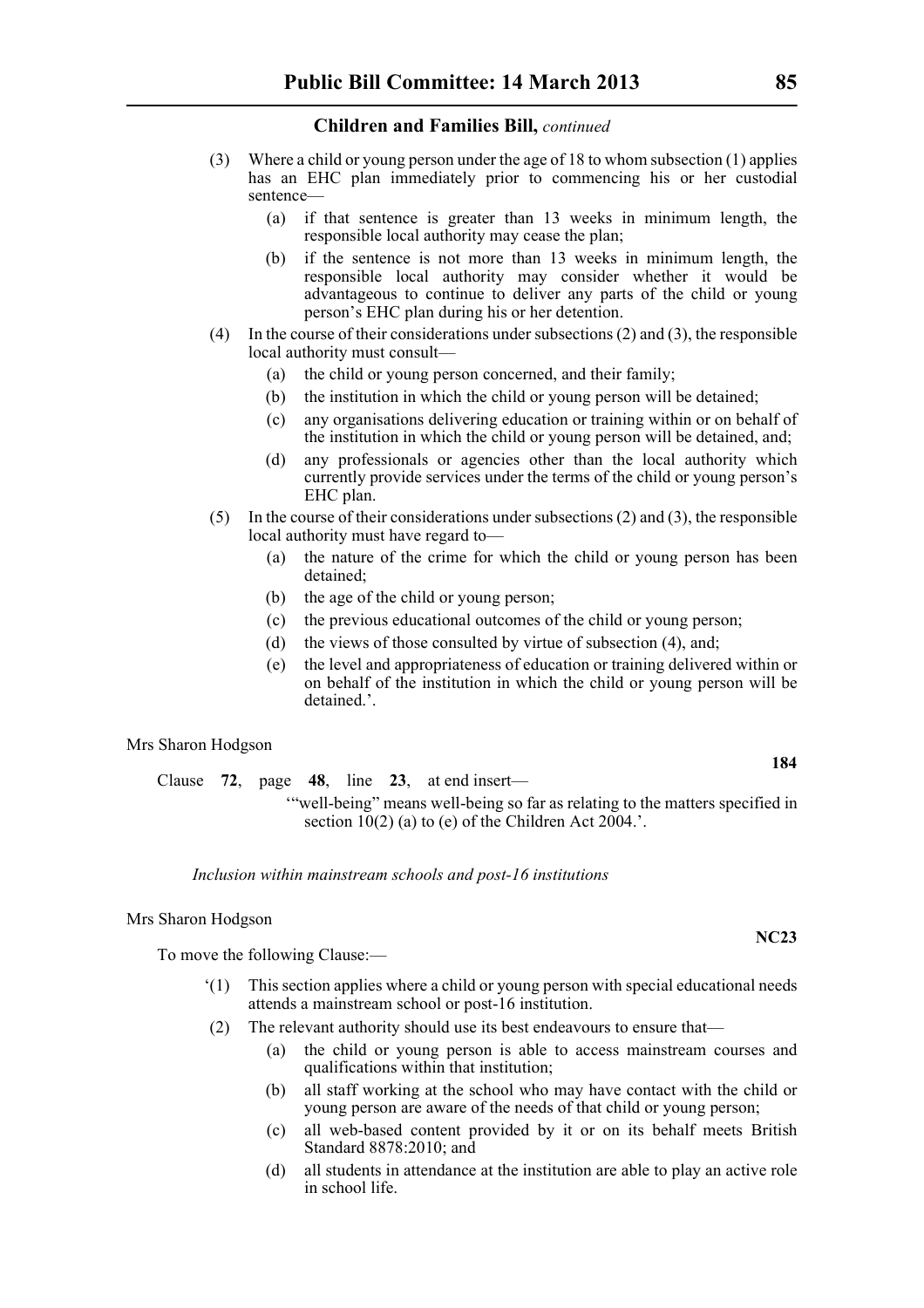(3) Where a child or young person under the age of 18 to whom subsection (1) applies has an EHC plan immediately prior to commencing his or her custodial sentence—

(a) if that sentence is greater than 13 weeks in minimum length, the responsible local authority may cease the plan;

(b) if the sentence is not more than 13 weeks in minimum length, the responsible local authority may consider whether it would be advantageous to continue to deliver any parts of the child or young person's EHC plan during his or her detention.

(4) In the course of their considerations under subsections (2) and (3), the responsible local authority must consult—

(a) the child or young person concerned, and their family;

(b) the institution in which the child or young person will be detained;

(c) any organisations delivering education or training within or on behalf of the institution in which the child or young person will be detained, and;

(d) any professionals or agencies other than the local authority which currently provide services under the terms of the child or young person's EHC plan.

(5) In the course of their considerations under subsections (2) and (3), the responsible local authority must have regard to—

(a) the nature of the crime for which the child or young person has been detained;

(b) the age of the child or young person;

(c) the previous educational outcomes of the child or young person;

(d) the views of those consulted by virtue of subsection (4), and;

(e) the level and appropriateness of education or training delivered within or on behalf of the institution in which the child or young person will be detained.'.

Mrs Sharon Hodgson

**184**

Clause **72**, page **48**, line **23**, at end insert—

'"well-being" means well-being so far as relating to the matters specified in section 10(2) (a) to (e) of the Children Act 2004.'.

*Inclusion within mainstream schools and post-16 institutions*

Mrs Sharon Hodgson

**NC23**

To move the following Clause:—

'(1) This section applies where a child or young person with special educational needs attends a mainstream school or post-16 institution.

(2) The relevant authority should use its best endeavours to ensure that—

(a) the child or young person is able to access mainstream courses and qualifications within that institution;

(b) all staff working at the school who may have contact with the child or young person are aware of the needs of that child or young person;

(c) all web-based content provided by it or on its behalf meets British Standard 8878:2010; and

(d) all students in attendance at the institution are able to play an active role in school life.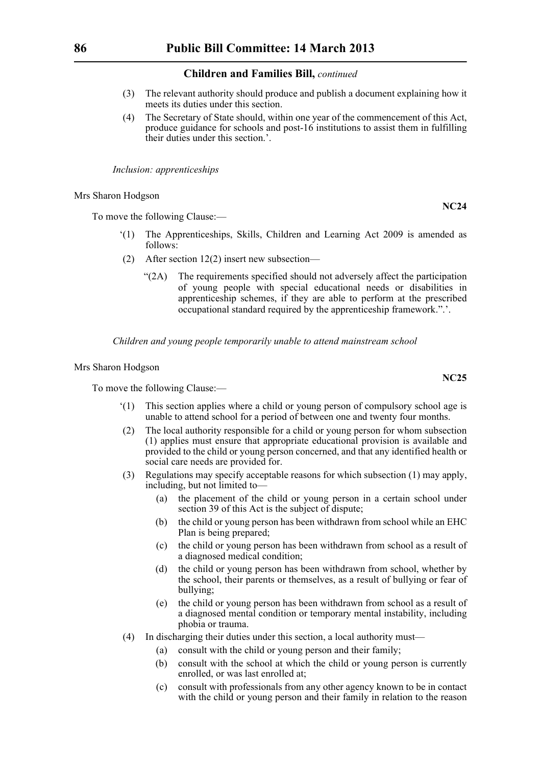(3) The relevant authority should produce and publish a document explaining how it meets its duties under this section.

(4) The Secretary of State should, within one year of the commencement of this Act, produce guidance for schools and post-16 institutions to assist them in fulfilling their duties under this section.'.

*Inclusion: apprenticeships*

Mrs Sharon Hodgson

**NC24**

To move the following Clause:—

'(1) The Apprenticeships, Skills, Children and Learning Act 2009 is amended as follows:

(2) After section 12(2) insert new subsection—

"(2A) The requirements specified should not adversely affect the participation of young people with special educational needs or disabilities in apprenticeship schemes, if they are able to perform at the prescribed occupational standard required by the apprenticeship framework.".'.

*Children and young people temporarily unable to attend mainstream school*

Mrs Sharon Hodgson

**NC25**

To move the following Clause:—

'(1) This section applies where a child or young person of compulsory school age is unable to attend school for a period of between one and twenty four months.

(2) The local authority responsible for a child or young person for whom subsection (1) applies must ensure that appropriate educational provision is available and provided to the child or young person concerned, and that any identified health or social care needs are provided for.

(3) Regulations may specify acceptable reasons for which subsection (1) may apply, including, but not limited to—

(a) the placement of the child or young person in a certain school under section 39 of this Act is the subject of dispute;

(b) the child or young person has been withdrawn from school while an EHC Plan is being prepared;

(c) the child or young person has been withdrawn from school as a result of a diagnosed medical condition;

(d) the child or young person has been withdrawn from school, whether by the school, their parents or themselves, as a result of bullying or fear of bullying;

(e) the child or young person has been withdrawn from school as a result of a diagnosed mental condition or temporary mental instability, including phobia or trauma.

(4) In discharging their duties under this section, a local authority must—

(a) consult with the child or young person and their family;

(b) consult with the school at which the child or young person is currently enrolled, or was last enrolled at;

(c) consult with professionals from any other agency known to be in contact with the child or young person and their family in relation to the reason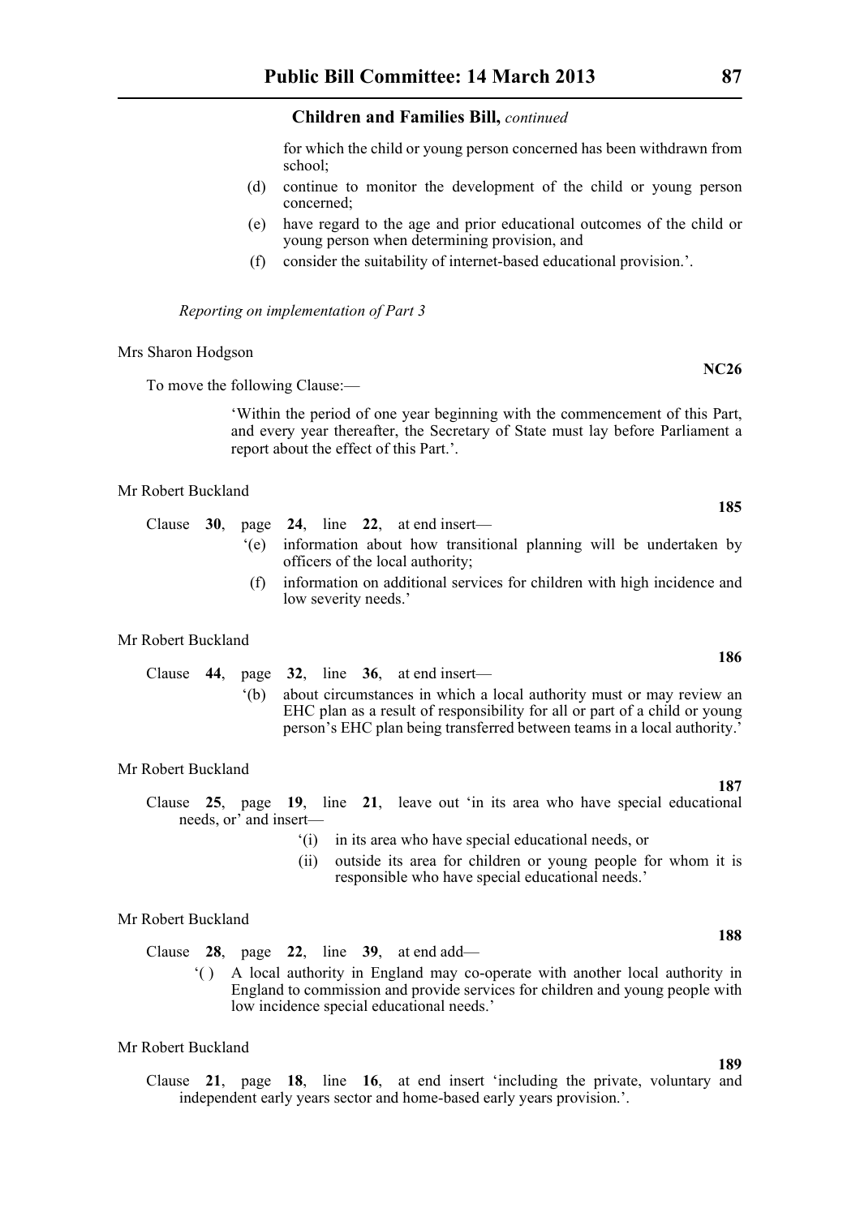for which the child or young person concerned has been withdrawn from school;

(d) continue to monitor the development of the child or young person concerned;

(e) have regard to the age and prior educational outcomes of the child or young person when determining provision, and

(f) consider the suitability of internet-based educational provision.'.

*Reporting on implementation of Part 3*

Mrs Sharon Hodgson

**NC26**

To move the following Clause:—

'Within the period of one year beginning with the commencement of this Part, and every year thereafter, the Secretary of State must lay before Parliament a report about the effect of this Part.'.

Mr Robert Buckland

**185**

Clause **30**, page **24**, line **22**, at end insert—

'(e) information about how transitional planning will be undertaken by officers of the local authority;

(f) information on additional services for children with high incidence and low severity needs.'

Mr Robert Buckland

**186**

Clause **44**, page **32**, line **36**, at end insert—

'(b) about circumstances in which a local authority must or may review an EHC plan as a result of responsibility for all or part of a child or young person's EHC plan being transferred between teams in a local authority.'

Mr Robert Buckland

**187**

Clause **25**, page **19**, line **21**, leave out 'in its area who have special educational needs, or' and insert—

'(i) in its area who have special educational needs, or

(ii) outside its area for children or young people for whom it is responsible who have special educational needs.'

Mr Robert Buckland

**188**

Clause **28**, page **22**, line **39**, at end add—

'( ) A local authority in England may co-operate with another local authority in England to commission and provide services for children and young people with low incidence special educational needs.'

Mr Robert Buckland

**189**

Clause **21**, page **18**, line **16**, at end insert 'including the private, voluntary and independent early years sector and home-based early years provision.'.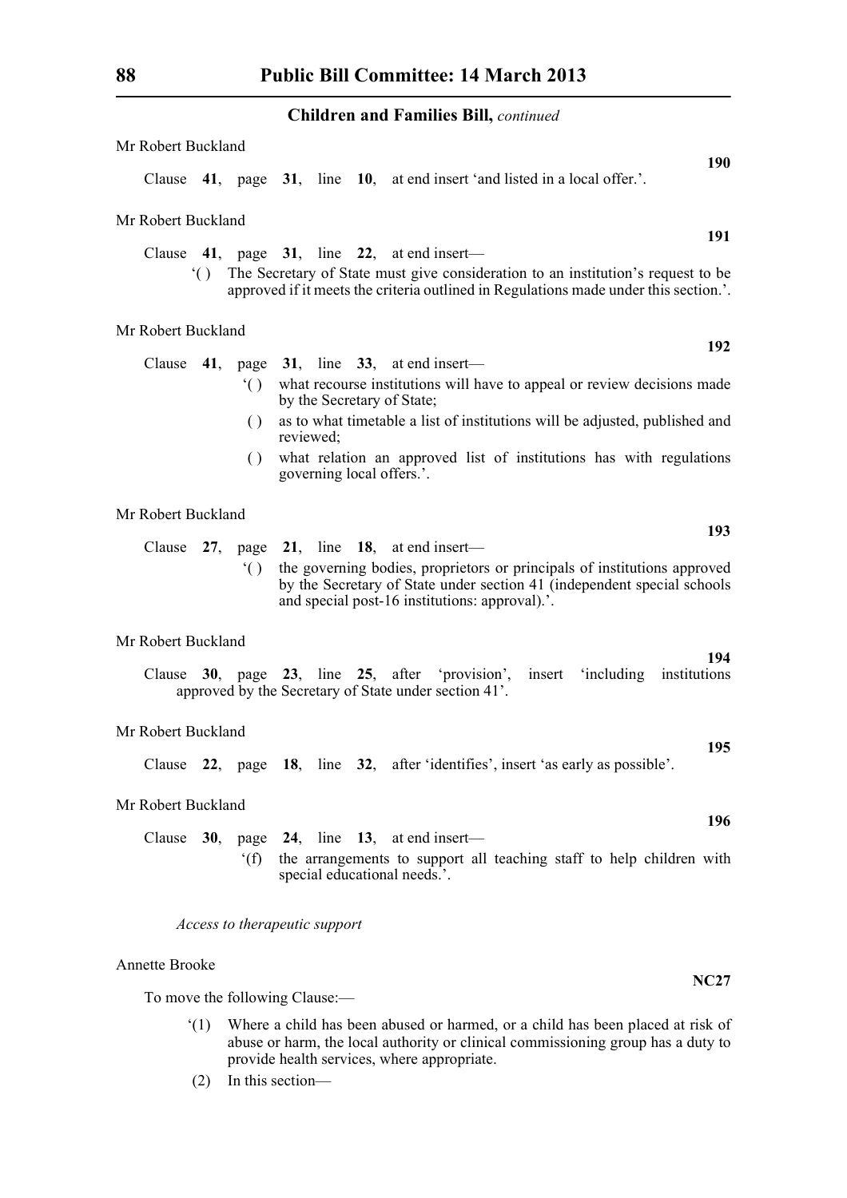**Children and Families Bill,** *continued*

Mr Robert Buckland

**190**

Clause **41**, page **31**, line **10**, at end insert 'and listed in a local offer.'.

Mr Robert Buckland

**191**

Clause **41**, page **31**, line **22**, at end insert—

'( ) The Secretary of State must give consideration to an institution's request to be approved if it meets the criteria outlined in Regulations made under this section.'.

Mr Robert Buckland

**192**

Clause **41**, page **31**, line **33**, at end insert—

'( ) what recourse institutions will have to appeal or review decisions made by the Secretary of State;

( ) as to what timetable a list of institutions will be adjusted, published and reviewed;

( ) what relation an approved list of institutions has with regulations governing local offers.'.

Mr Robert Buckland

**193**

Clause **27**, page **21**, line **18**, at end insert—

'( ) the governing bodies, proprietors or principals of institutions approved by the Secretary of State under section 41 (independent special schools and special post-16 institutions: approval).'.

Mr Robert Buckland

**194**

Clause **30**, page **23**, line **25**, after 'provision', insert 'including institutions approved by the Secretary of State under section 41'.

Mr Robert Buckland

**195**

Clause **22**, page **18**, line **32**, after 'identifies', insert 'as early as possible'.

Mr Robert Buckland

**196**

Clause **30**, page **24**, line **13**, at end insert—

'(f) the arrangements to support all teaching staff to help children with special educational needs.'.

*Access to therapeutic support*

Annette Brooke

**NC27**

To move the following Clause:—

'(1) Where a child has been abused or harmed, or a child has been placed at risk of abuse or harm, the local authority or clinical commissioning group has a duty to provide health services, where appropriate.

(2) In this section—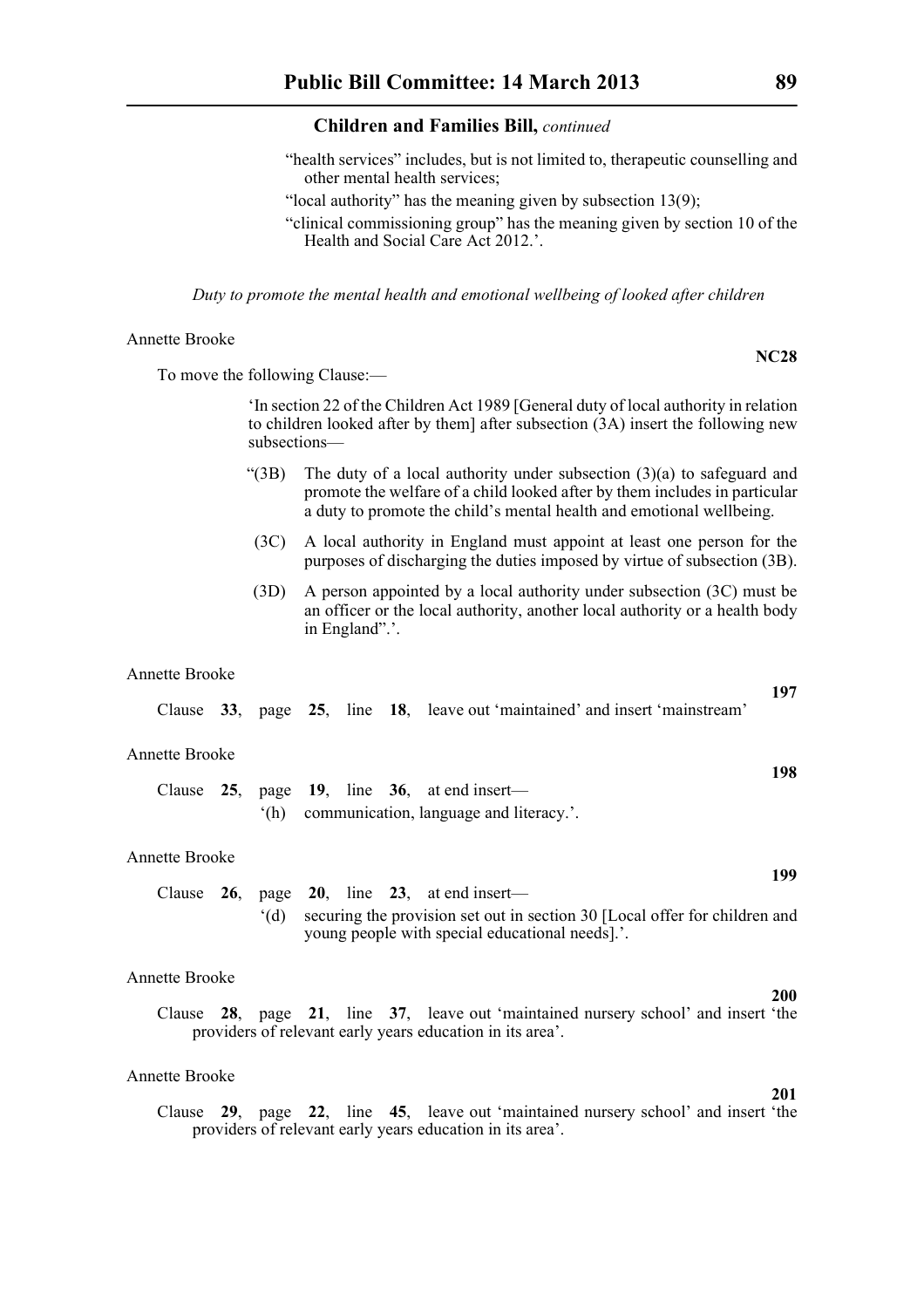"health services" includes, but is not limited to, therapeutic counselling and other mental health services;

"local authority" has the meaning given by subsection 13(9);

"clinical commissioning group" has the meaning given by section 10 of the Health and Social Care Act 2012.'.

*Duty to promote the mental health and emotional wellbeing of looked after children*

Annette Brooke

**NC28**

To move the following Clause:—

'In section 22 of the Children Act 1989 [General duty of local authority in relation to children looked after by them] after subsection (3A) insert the following new subsections—

"(3B) The duty of a local authority under subsection (3)(a) to safeguard and promote the welfare of a child looked after by them includes in particular a duty to promote the child's mental health and emotional wellbeing.

(3C) A local authority in England must appoint at least one person for the purposes of discharging the duties imposed by virtue of subsection (3B).

(3D) A person appointed by a local authority under subsection (3C) must be an officer or the local authority, another local authority or a health body in England".'.

Annette Brooke

**197**

Clause **33**, page **25**, line **18**, leave out 'maintained' and insert 'mainstream'

Annette Brooke

**198**

Clause **25**, page **19**, line **36**, at end insert—

'(h) communication, language and literacy.'.

Annette Brooke

**199**

Clause **26**, page **20**, line **23**, at end insert—

'(d) securing the provision set out in section 30 [Local offer for children and young people with special educational needs].'.

Annette Brooke

**200**

Clause **28**, page **21**, line **37**, leave out 'maintained nursery school' and insert 'the providers of relevant early years education in its area'.

Annette Brooke

**201**

Clause **29**, page **22**, line **45**, leave out 'maintained nursery school' and insert 'the providers of relevant early years education in its area'.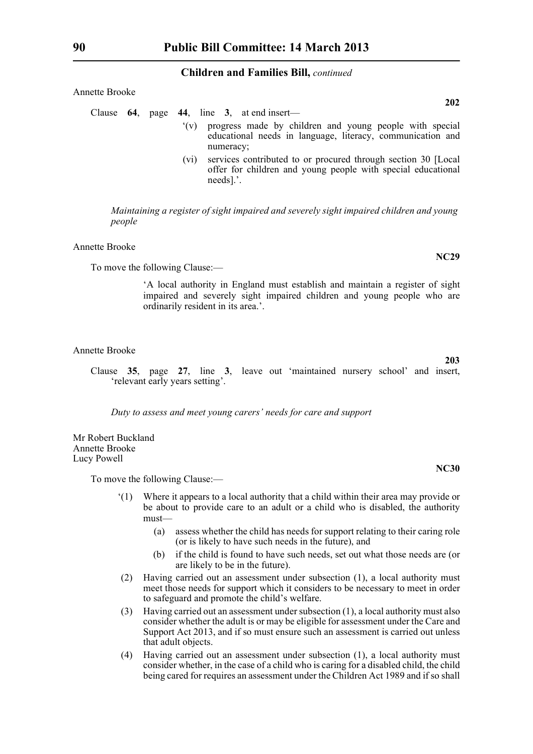Annette Brooke

**202**

Clause **64**, page **44**, line **3**, at end insert—

‘(v) progress made by children and young people with special educational needs in language, literacy, communication and numeracy;

(vi) services contributed to or procured through section 30 [Local offer for children and young people with special educational needs].’.

*Maintaining a register of sight impaired and severely sight impaired children and young people*

Annette Brooke

**NC29**

To move the following Clause:—

‘A local authority in England must establish and maintain a register of sight impaired and severely sight impaired children and young people who are ordinarily resident in its area.’.

Annette Brooke

**203**

Clause **35**, page **27**, line **3**, leave out ‘maintained nursery school’ and insert, ‘relevant early years setting’.

*Duty to assess and meet young carers’ needs for care and support*

Mr Robert Buckland
Annette Brooke
Lucy Powell

**NC30**

To move the following Clause:—

‘(1) Where it appears to a local authority that a child within their area may provide or be about to provide care to an adult or a child who is disabled, the authority must—

(a) assess whether the child has needs for support relating to their caring role (or is likely to have such needs in the future), and

(b) if the child is found to have such needs, set out what those needs are (or are likely to be in the future).

(2) Having carried out an assessment under subsection (1), a local authority must meet those needs for support which it considers to be necessary to meet in order to safeguard and promote the child’s welfare.

(3) Having carried out an assessment under subsection (1), a local authority must also consider whether the adult is or may be eligible for assessment under the Care and Support Act 2013, and if so must ensure such an assessment is carried out unless that adult objects.

(4) Having carried out an assessment under subsection (1), a local authority must consider whether, in the case of a child who is caring for a disabled child, the child being cared for requires an assessment under the Children Act 1989 and if so shall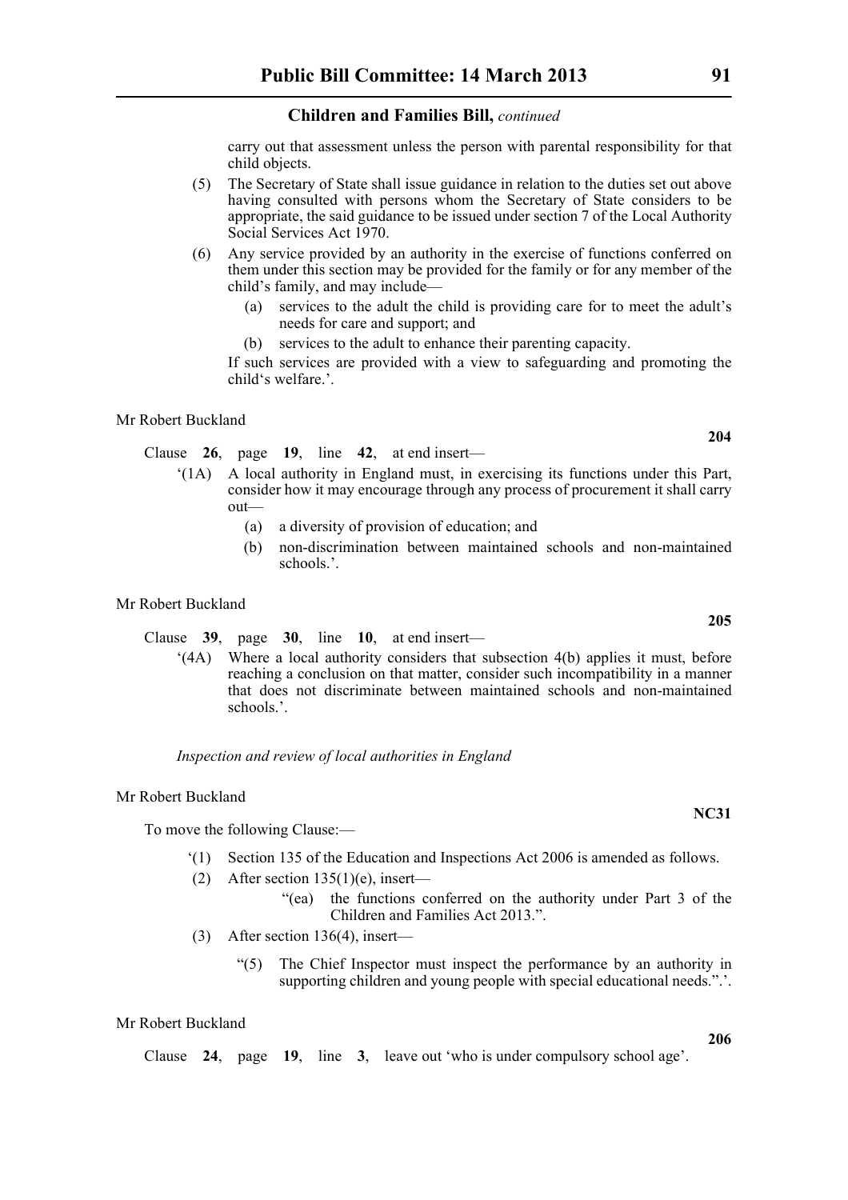carry out that assessment unless the person with parental responsibility for that child objects.

(5) The Secretary of State shall issue guidance in relation to the duties set out above having consulted with persons whom the Secretary of State considers to be appropriate, the said guidance to be issued under section 7 of the Local Authority Social Services Act 1970.

(6) Any service provided by an authority in the exercise of functions conferred on them under this section may be provided for the family or for any member of the child's family, and may include—

(a) services to the adult the child is providing care for to meet the adult's needs for care and support; and

(b) services to the adult to enhance their parenting capacity.

If such services are provided with a view to safeguarding and promoting the child's welfare.'.

Mr Robert Buckland

**204**

Clause **26**, page **19**, line **42**, at end insert—

'(1A) A local authority in England must, in exercising its functions under this Part, consider how it may encourage through any process of procurement it shall carry out—

(a) a diversity of provision of education; and

(b) non-discrimination between maintained schools and non-maintained schools.'.

Mr Robert Buckland

**205**

Clause **39**, page **30**, line **10**, at end insert—

'(4A) Where a local authority considers that subsection 4(b) applies it must, before reaching a conclusion on that matter, consider such incompatibility in a manner that does not discriminate between maintained schools and non-maintained schools.'.

*Inspection and review of local authorities in England*

Mr Robert Buckland

**NC31**

To move the following Clause:—

'(1) Section 135 of the Education and Inspections Act 2006 is amended as follows.

(2) After section 135(1)(e), insert—

"(ea) the functions conferred on the authority under Part 3 of the Children and Families Act 2013.".

(3) After section 136(4), insert—

"(5) The Chief Inspector must inspect the performance by an authority in supporting children and young people with special educational needs.".'.

Mr Robert Buckland

**206**

Clause **24**, page **19**, line **3**, leave out 'who is under compulsory school age'.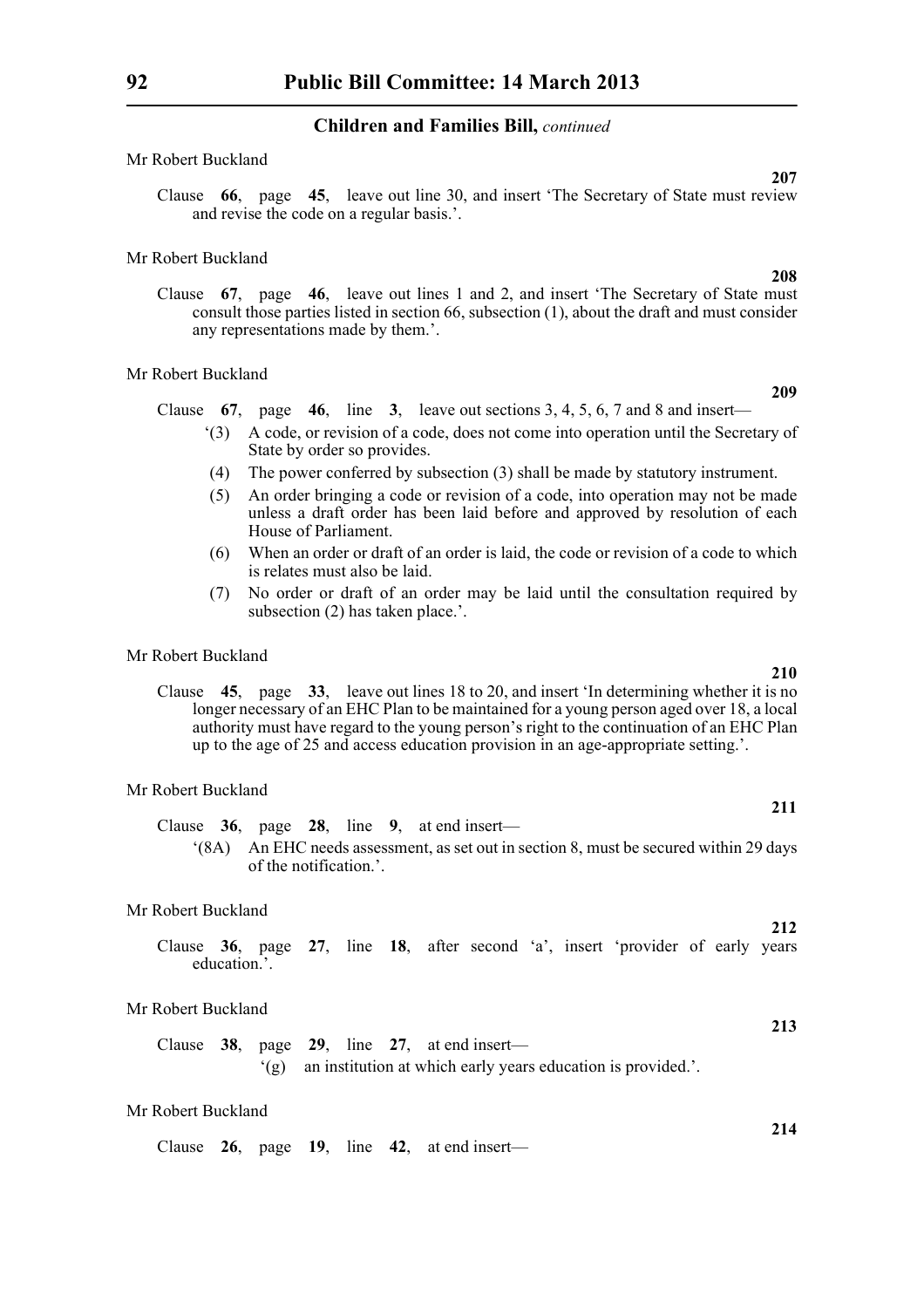**Children and Families Bill,** *continued*

Mr Robert Buckland

**207**

Clause **66**, page **45**, leave out line 30, and insert 'The Secretary of State must review and revise the code on a regular basis.'.

Mr Robert Buckland

**208**

Clause **67**, page **46**, leave out lines 1 and 2, and insert 'The Secretary of State must consult those parties listed in section 66, subsection (1), about the draft and must consider any representations made by them.'.

Mr Robert Buckland

**209**

Clause **67**, page **46**, line **3**, leave out sections 3, 4, 5, 6, 7 and 8 and insert—

'(3) A code, or revision of a code, does not come into operation until the Secretary of State by order so provides.

(4) The power conferred by subsection (3) shall be made by statutory instrument.

(5) An order bringing a code or revision of a code, into operation may not be made unless a draft order has been laid before and approved by resolution of each House of Parliament.

(6) When an order or draft of an order is laid, the code or revision of a code to which is relates must also be laid.

(7) No order or draft of an order may be laid until the consultation required by subsection (2) has taken place.'.

Mr Robert Buckland

**210**

Clause **45**, page **33**, leave out lines 18 to 20, and insert 'In determining whether it is no longer necessary of an EHC Plan to be maintained for a young person aged over 18, a local authority must have regard to the young person's right to the continuation of an EHC Plan up to the age of 25 and access education provision in an age-appropriate setting.'.

Mr Robert Buckland

**211**

Clause **36**, page **28**, line **9**, at end insert—

'(8A) An EHC needs assessment, as set out in section 8, must be secured within 29 days of the notification.'.

Mr Robert Buckland

**212**

Clause **36**, page **27**, line **18**, after second 'a', insert 'provider of early years education.'.

Mr Robert Buckland

**213**

Clause **38**, page **29**, line **27**, at end insert—

'(g) an institution at which early years education is provided.'.

Mr Robert Buckland

**214**

Clause **26**, page **19**, line **42**, at end insert—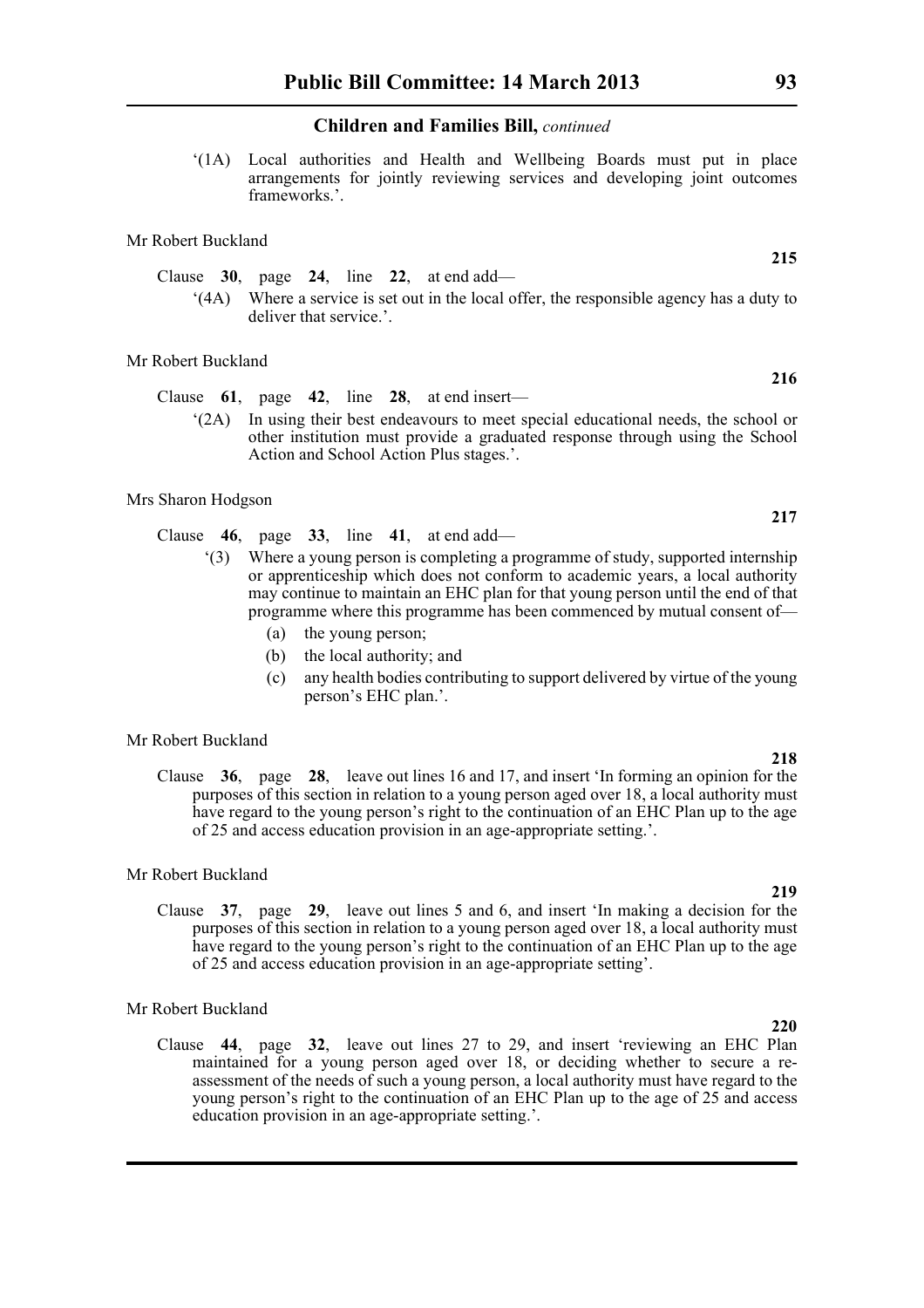**Children and Families Bill,** *continued*

'(1A) Local authorities and Health and Wellbeing Boards must put in place arrangements for jointly reviewing services and developing joint outcomes frameworks.'.

Mr Robert Buckland

**215**

Clause **30**, page **24**, line **22**, at end add—

'(4A) Where a service is set out in the local offer, the responsible agency has a duty to deliver that service.'.

Mr Robert Buckland

**216**

Clause **61**, page **42**, line **28**, at end insert—

'(2A) In using their best endeavours to meet special educational needs, the school or other institution must provide a graduated response through using the School Action and School Action Plus stages.'.

Mrs Sharon Hodgson

**217**

Clause **46**, page **33**, line **41**, at end add—

'(3) Where a young person is completing a programme of study, supported internship or apprenticeship which does not conform to academic years, a local authority may continue to maintain an EHC plan for that young person until the end of that programme where this programme has been commenced by mutual consent of—

(a) the young person;

(b) the local authority; and

(c) any health bodies contributing to support delivered by virtue of the young person's EHC plan.'.

Mr Robert Buckland

**218**

Clause **36**, page **28**, leave out lines 16 and 17, and insert 'In forming an opinion for the purposes of this section in relation to a young person aged over 18, a local authority must have regard to the young person's right to the continuation of an EHC Plan up to the age of 25 and access education provision in an age-appropriate setting.'.

Mr Robert Buckland

**219**

Clause **37**, page **29**, leave out lines 5 and 6, and insert 'In making a decision for the purposes of this section in relation to a young person aged over 18, a local authority must have regard to the young person's right to the continuation of an EHC Plan up to the age of 25 and access education provision in an age-appropriate setting'.

Mr Robert Buckland

**220**

Clause **44**, page **32**, leave out lines 27 to 29, and insert 'reviewing an EHC Plan maintained for a young person aged over 18, or deciding whether to secure a re-assessment of the needs of such a young person, a local authority must have regard to the young person's right to the continuation of an EHC Plan up to the age of 25 and access education provision in an age-appropriate setting.'.